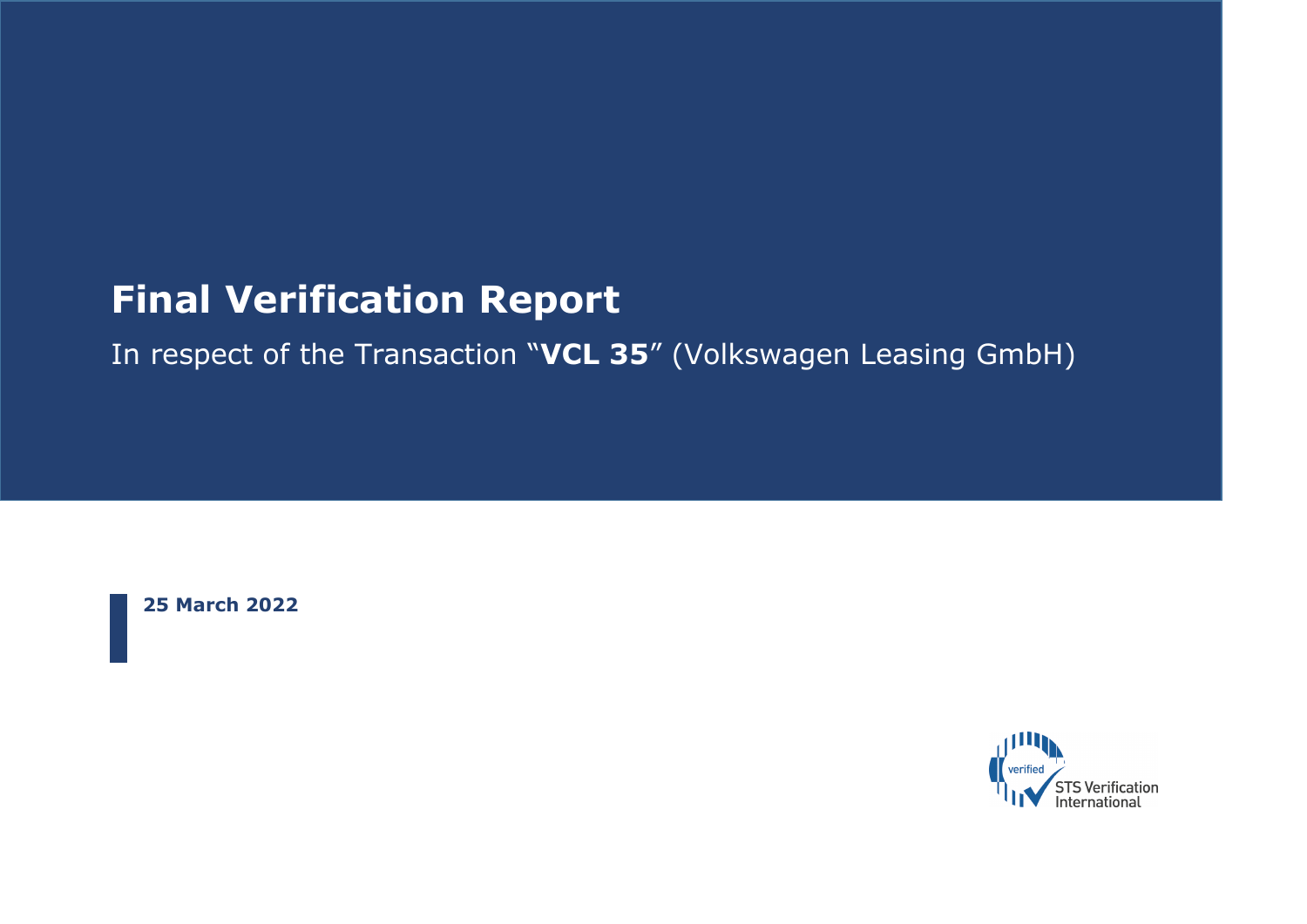# Final Verification Report

In respect of the Transaction "**VCL 35**" (Volkswagen Leasing GmbH)

**25 March 2022**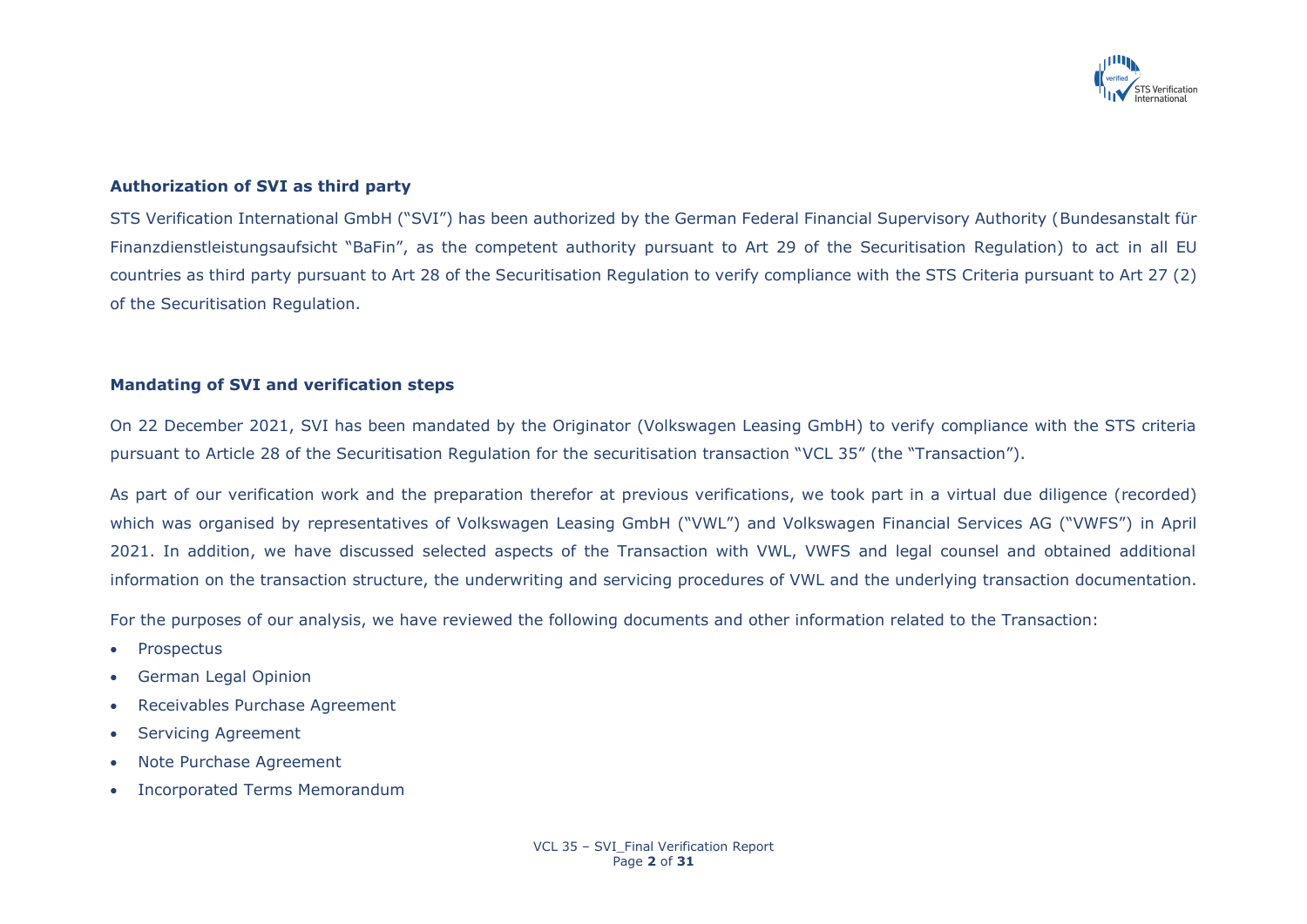## Authorization of SVI as third party

STS Verification International GmbH ("SVI") has been authorized by the German Federal Financial Supervisory Authority (Bundesanstalt für Finanzdienstleistungsaufsicht "BaFin", as the competent authority pursuant to Art 29 of the Securitisation Regulation) to act in all EU countries as third party pursuant to Art 28 of the Securitisation Regulation to verify compliance with the STS Criteria pursuant to Art 27 (2) of the Securitisation Regulation.

## Mandating of SVI and verification steps

On 22 December 2021, SVI has been mandated by the Originator (Volkswagen Leasing GmbH) to verify compliance with the STS criteria pursuant to Article 28 of the Securitisation Regulation for the securitisation transaction "VCL 35" (the "Transaction").

As part of our verification work and the preparation therefor at previous verifications, we took part in a virtual due diligence (recorded) which was organised by representatives of Volkswagen Leasing GmbH ("VWL") and Volkswagen Financial Services AG ("VWFS") in April 2021. In addition, we have discussed selected aspects of the Transaction with VWL, VWFS and legal counsel and obtained additional information on the transaction structure, the underwriting and servicing procedures of VWL and the underlying transaction documentation.

For the purposes of our analysis, we have reviewed the following documents and other information related to the Transaction:

- Prospectus
- German Legal Opinion
- Receivables Purchase Agreement
- Servicing Agreement
- Note Purchase Agreement
- Incorporated Terms Memorandum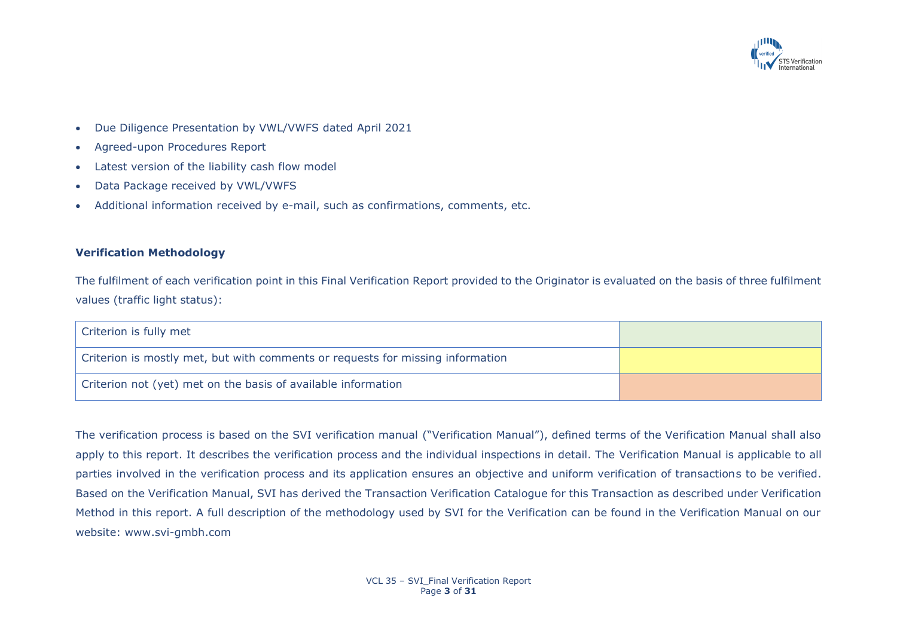- Due Diligence Presentation by VWL/VWFS dated April 2021
- Agreed-upon Procedures Report
- Latest version of the liability cash flow model
- Data Package received by VWL/VWFS
- Additional information received by e-mail, such as confirmations, comments, etc.

**Verification Methodology**

The fulfilment of each verification point in this Final Verification Report provided to the Originator is evaluated on the basis of three fulfilment values (traffic light status):

| Criterion | Status |
|---|---|
| Criterion is fully met | (green) |
| Criterion is mostly met, but with comments or requests for missing information | (yellow) |
| Criterion not (yet) met on the basis of available information | (orange) |

The verification process is based on the SVI verification manual ("Verification Manual"), defined terms of the Verification Manual shall also apply to this report. It describes the verification process and the individual inspections in detail. The Verification Manual is applicable to all parties involved in the verification process and its application ensures an objective and uniform verification of transactions to be verified. Based on the Verification Manual, SVI has derived the Transaction Verification Catalogue for this Transaction as described under Verification Method in this report. A full description of the methodology used by SVI for the Verification can be found in the Verification Manual on our website: www.svi-gmbh.com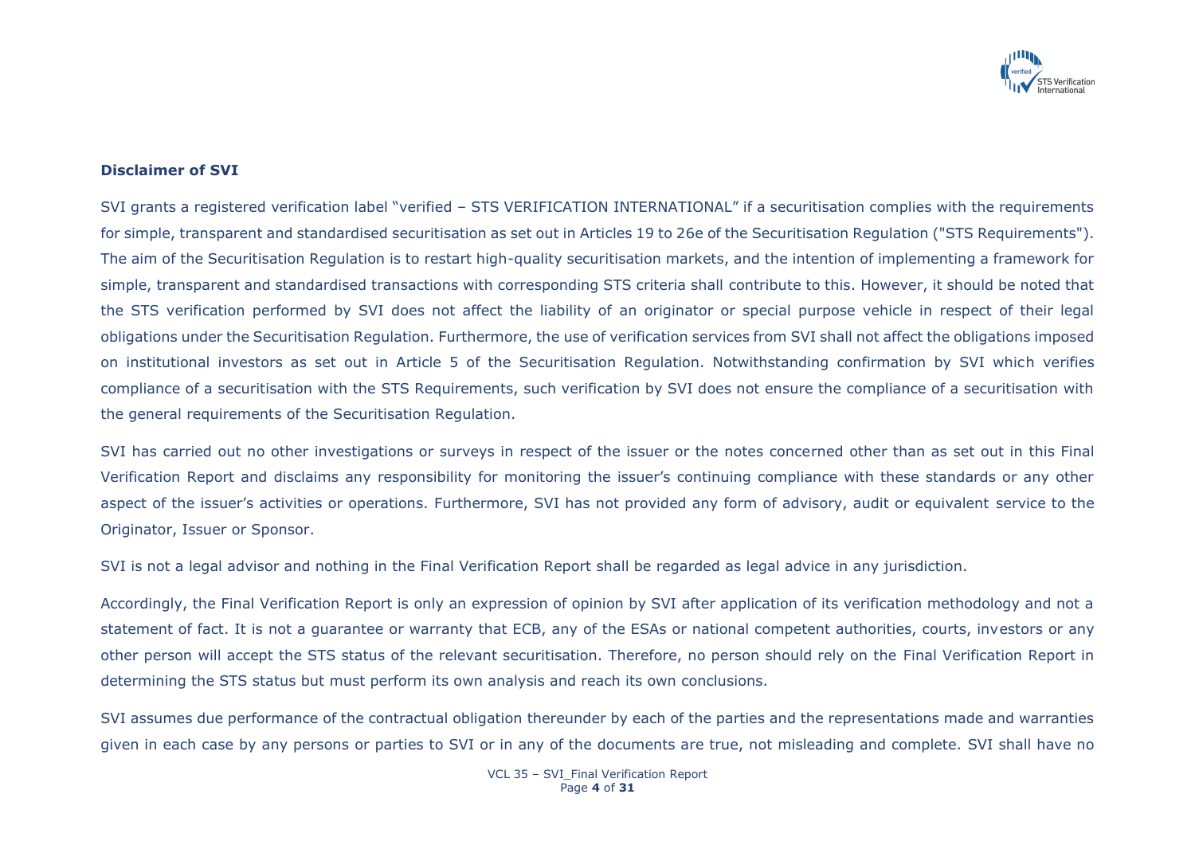**Disclaimer of SVI**

SVI grants a registered verification label "verified – STS VERIFICATION INTERNATIONAL" if a securitisation complies with the requirements for simple, transparent and standardised securitisation as set out in Articles 19 to 26e of the Securitisation Regulation ("STS Requirements"). The aim of the Securitisation Regulation is to restart high-quality securitisation markets, and the intention of implementing a framework for simple, transparent and standardised transactions with corresponding STS criteria shall contribute to this. However, it should be noted that the STS verification performed by SVI does not affect the liability of an originator or special purpose vehicle in respect of their legal obligations under the Securitisation Regulation. Furthermore, the use of verification services from SVI shall not affect the obligations imposed on institutional investors as set out in Article 5 of the Securitisation Regulation. Notwithstanding confirmation by SVI which verifies compliance of a securitisation with the STS Requirements, such verification by SVI does not ensure the compliance of a securitisation with the general requirements of the Securitisation Regulation.

SVI has carried out no other investigations or surveys in respect of the issuer or the notes concerned other than as set out in this Final Verification Report and disclaims any responsibility for monitoring the issuer's continuing compliance with these standards or any other aspect of the issuer's activities or operations. Furthermore, SVI has not provided any form of advisory, audit or equivalent service to the Originator, Issuer or Sponsor.

SVI is not a legal advisor and nothing in the Final Verification Report shall be regarded as legal advice in any jurisdiction.

Accordingly, the Final Verification Report is only an expression of opinion by SVI after application of its verification methodology and not a statement of fact. It is not a guarantee or warranty that ECB, any of the ESAs or national competent authorities, courts, investors or any other person will accept the STS status of the relevant securitisation. Therefore, no person should rely on the Final Verification Report in determining the STS status but must perform its own analysis and reach its own conclusions.

SVI assumes due performance of the contractual obligation thereunder by each of the parties and the representations made and warranties given in each case by any persons or parties to SVI or in any of the documents are true, not misleading and complete. SVI shall have no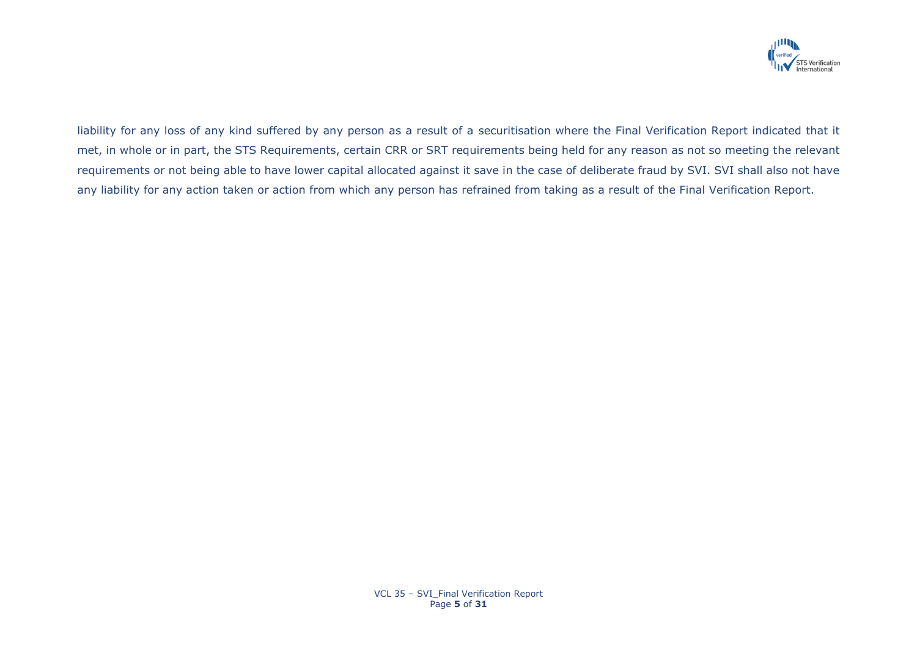liability for any loss of any kind suffered by any person as a result of a securitisation where the Final Verification Report indicated that it met, in whole or in part, the STS Requirements, certain CRR or SRT requirements being held for any reason as not so meeting the relevant requirements or not being able to have lower capital allocated against it save in the case of deliberate fraud by SVI. SVI shall also not have any liability for any action taken or action from which any person has refrained from taking as a result of the Final Verification Report.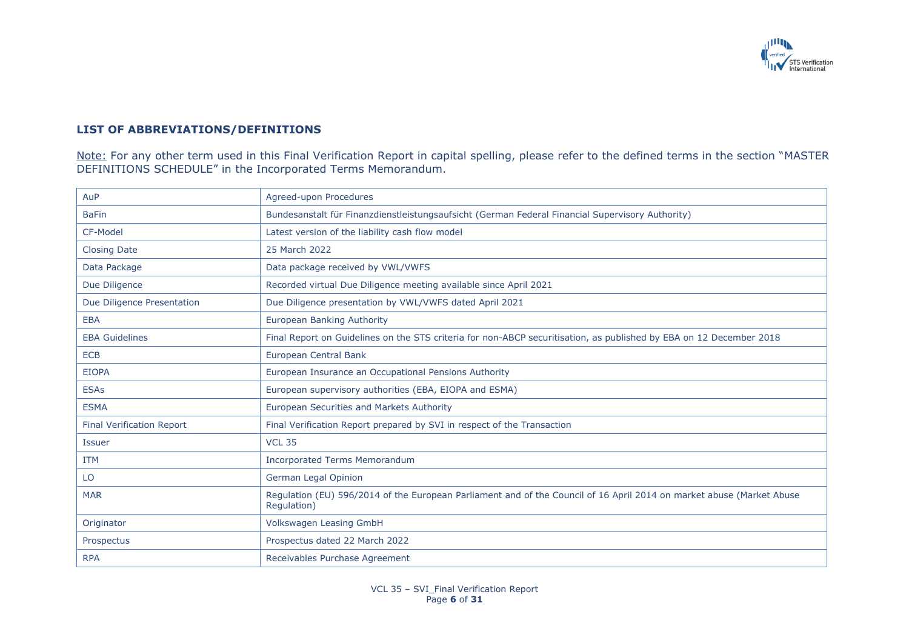## LIST OF ABBREVIATIONS/DEFINITIONS

Note: For any other term used in this Final Verification Report in capital spelling, please refer to the defined terms in the section "MASTER DEFINITIONS SCHEDULE" in the Incorporated Terms Memorandum.

| | |
|---|---|
| AuP | Agreed-upon Procedures |
| BaFin | Bundesanstalt für Finanzdienstleistungsaufsicht (German Federal Financial Supervisory Authority) |
| CF-Model | Latest version of the liability cash flow model |
| Closing Date | 25 March 2022 |
| Data Package | Data package received by VWL/VWFS |
| Due Diligence | Recorded virtual Due Diligence meeting available since April 2021 |
| Due Diligence Presentation | Due Diligence presentation by VWL/VWFS dated April 2021 |
| EBA | European Banking Authority |
| EBA Guidelines | Final Report on Guidelines on the STS criteria for non-ABCP securitisation, as published by EBA on 12 December 2018 |
| ECB | European Central Bank |
| EIOPA | European Insurance an Occupational Pensions Authority |
| ESAs | European supervisory authorities (EBA, EIOPA and ESMA) |
| ESMA | European Securities and Markets Authority |
| Final Verification Report | Final Verification Report prepared by SVI in respect of the Transaction |
| Issuer | VCL 35 |
| ITM | Incorporated Terms Memorandum |
| LO | German Legal Opinion |
| MAR | Regulation (EU) 596/2014 of the European Parliament and of the Council of 16 April 2014 on market abuse (Market Abuse Regulation) |
| Originator | Volkswagen Leasing GmbH |
| Prospectus | Prospectus dated 22 March 2022 |
| RPA | Receivables Purchase Agreement |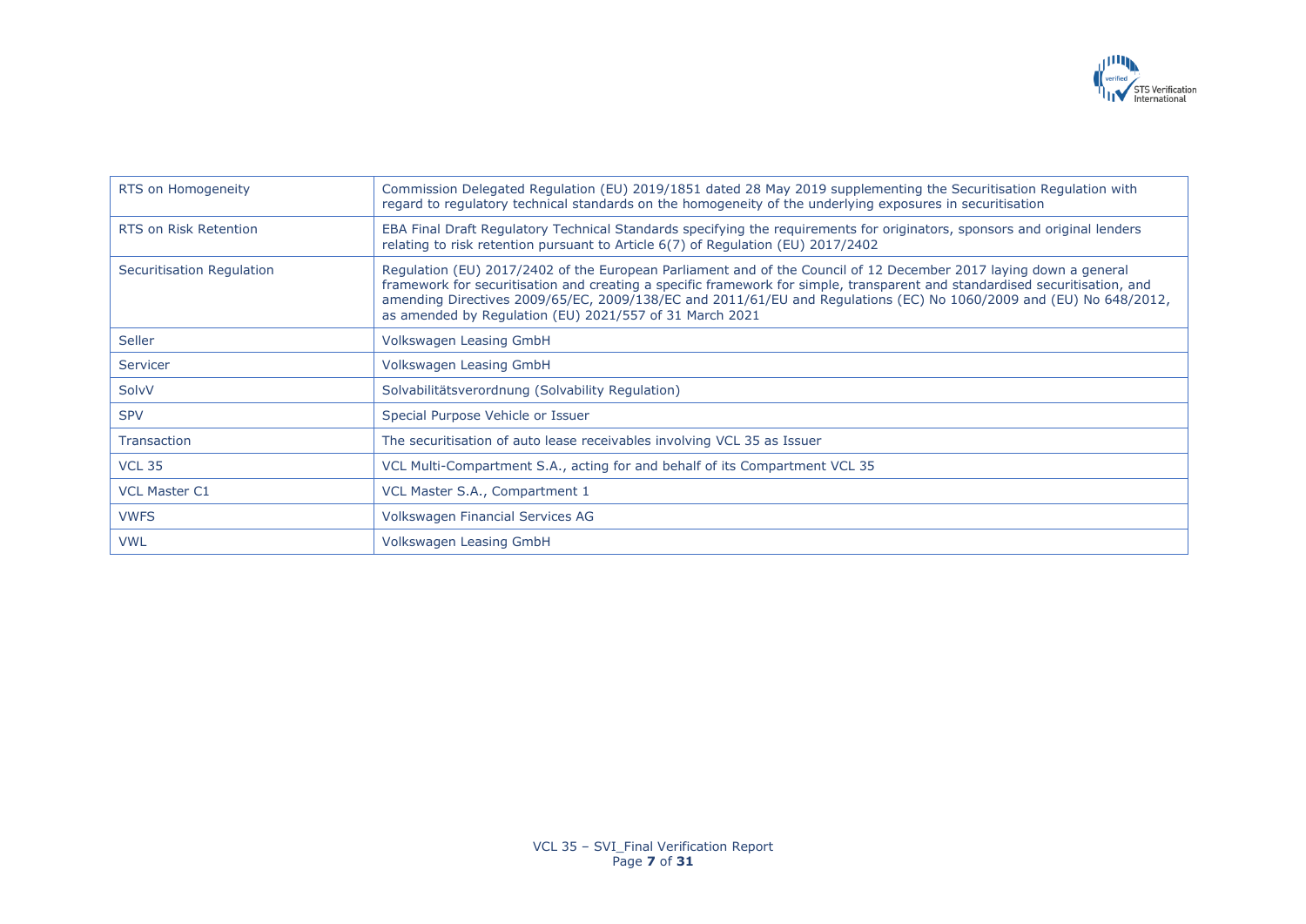| RTS on Homogeneity | Commission Delegated Regulation (EU) 2019/1851 dated 28 May 2019 supplementing the Securitisation Regulation with regard to regulatory technical standards on the homogeneity of the underlying exposures in securitisation |
|---|---|
| RTS on Risk Retention | EBA Final Draft Regulatory Technical Standards specifying the requirements for originators, sponsors and original lenders relating to risk retention pursuant to Article 6(7) of Regulation (EU) 2017/2402 |
| Securitisation Regulation | Regulation (EU) 2017/2402 of the European Parliament and of the Council of 12 December 2017 laying down a general framework for securitisation and creating a specific framework for simple, transparent and standardised securitisation, and amending Directives 2009/65/EC, 2009/138/EC and 2011/61/EU and Regulations (EC) No 1060/2009 and (EU) No 648/2012, as amended by Regulation (EU) 2021/557 of 31 March 2021 |
| Seller | Volkswagen Leasing GmbH |
| Servicer | Volkswagen Leasing GmbH |
| SolvV | Solvabilitätsverordnung (Solvability Regulation) |
| SPV | Special Purpose Vehicle or Issuer |
| Transaction | The securitisation of auto lease receivables involving VCL 35 as Issuer |
| VCL 35 | VCL Multi-Compartment S.A., acting for and behalf of its Compartment VCL 35 |
| VCL Master C1 | VCL Master S.A., Compartment 1 |
| VWFS | Volkswagen Financial Services AG |
| VWL | Volkswagen Leasing GmbH |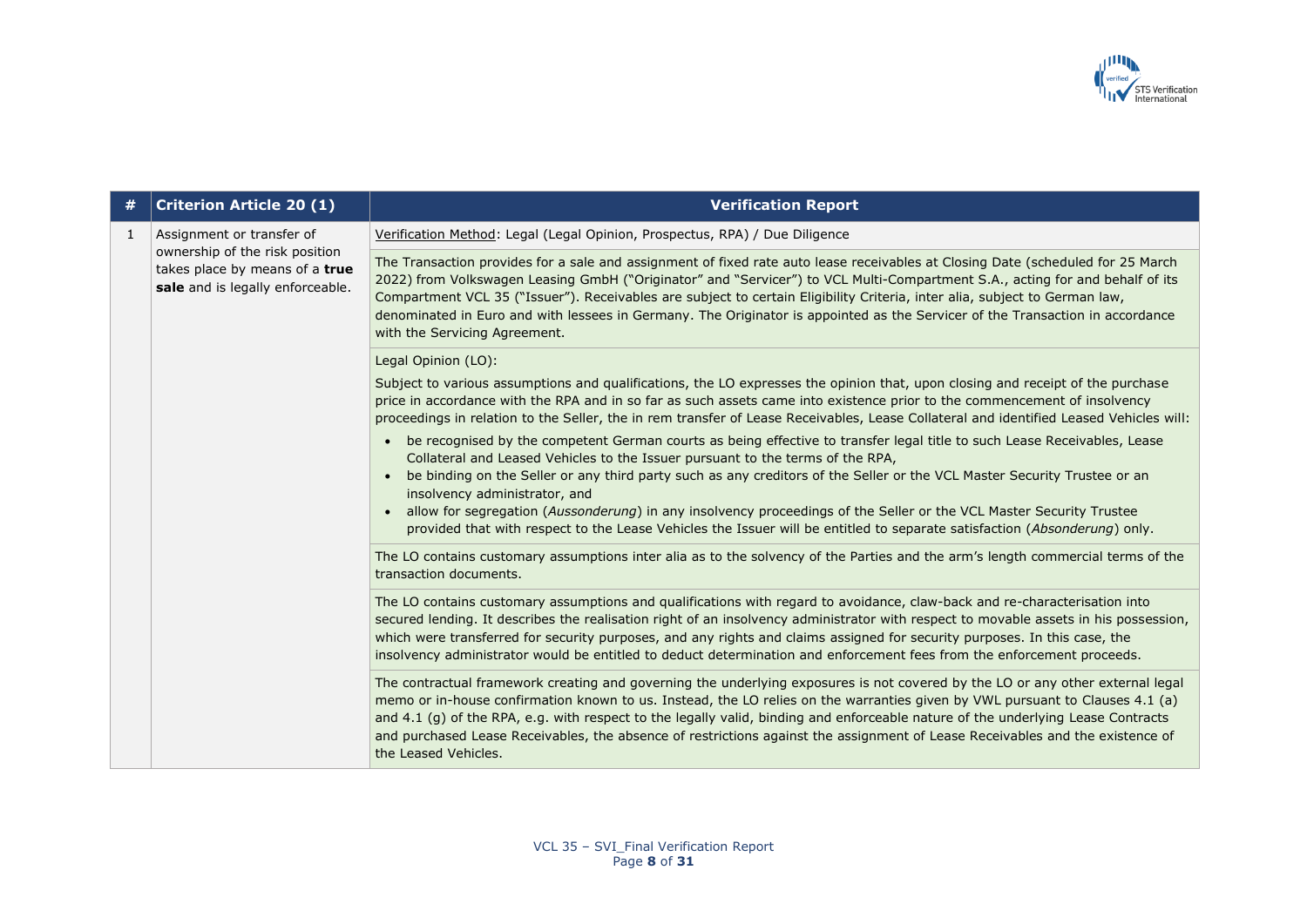| # | Criterion Article 20 (1) | Verification Report |
|---|---|---|
| 1 | Assignment or transfer of ownership of the risk position takes place by means of a **true sale** and is legally enforceable. | <u>Verification Method</u>: Legal (Legal Opinion, Prospectus, RPA) / Due Diligence |
| | | The Transaction provides for a sale and assignment of fixed rate auto lease receivables at Closing Date (scheduled for 25 March 2022) from Volkswagen Leasing GmbH ("Originator" and "Servicer") to VCL Multi-Compartment S.A., acting for and behalf of its Compartment VCL 35 ("Issuer"). Receivables are subject to certain Eligibility Criteria, inter alia, subject to German law, denominated in Euro and with lessees in Germany. The Originator is appointed as the Servicer of the Transaction in accordance with the Servicing Agreement. |
| | | Legal Opinion (LO):<br><br>Subject to various assumptions and qualifications, the LO expresses the opinion that, upon closing and receipt of the purchase price in accordance with the RPA and in so far as such assets came into existence prior to the commencement of insolvency proceedings in relation to the Seller, the in rem transfer of Lease Receivables, Lease Collateral and identified Leased Vehicles will:<br><br>• be recognised by the competent German courts as being effective to transfer legal title to such Lease Receivables, Lease Collateral and Leased Vehicles to the Issuer pursuant to the terms of the RPA,<br>• be binding on the Seller or any third party such as any creditors of the Seller or the VCL Master Security Trustee or an insolvency administrator, and<br>• allow for segregation (*Aussonderung*) in any insolvency proceedings of the Seller or the VCL Master Security Trustee provided that with respect to the Lease Vehicles the Issuer will be entitled to separate satisfaction (*Absonderung*) only. |
| | | The LO contains customary assumptions inter alia as to the solvency of the Parties and the arm's length commercial terms of the transaction documents. |
| | | The LO contains customary assumptions and qualifications with regard to avoidance, claw-back and re-characterisation into secured lending. It describes the realisation right of an insolvency administrator with respect to movable assets in his possession, which were transferred for security purposes, and any rights and claims assigned for security purposes. In this case, the insolvency administrator would be entitled to deduct determination and enforcement fees from the enforcement proceeds. |
| | | The contractual framework creating and governing the underlying exposures is not covered by the LO or any other external legal memo or in-house confirmation known to us. Instead, the LO relies on the warranties given by VWL pursuant to Clauses 4.1 (a) and 4.1 (g) of the RPA, e.g. with respect to the legally valid, binding and enforceable nature of the underlying Lease Contracts and purchased Lease Receivables, the absence of restrictions against the assignment of Lease Receivables and the existence of the Leased Vehicles. |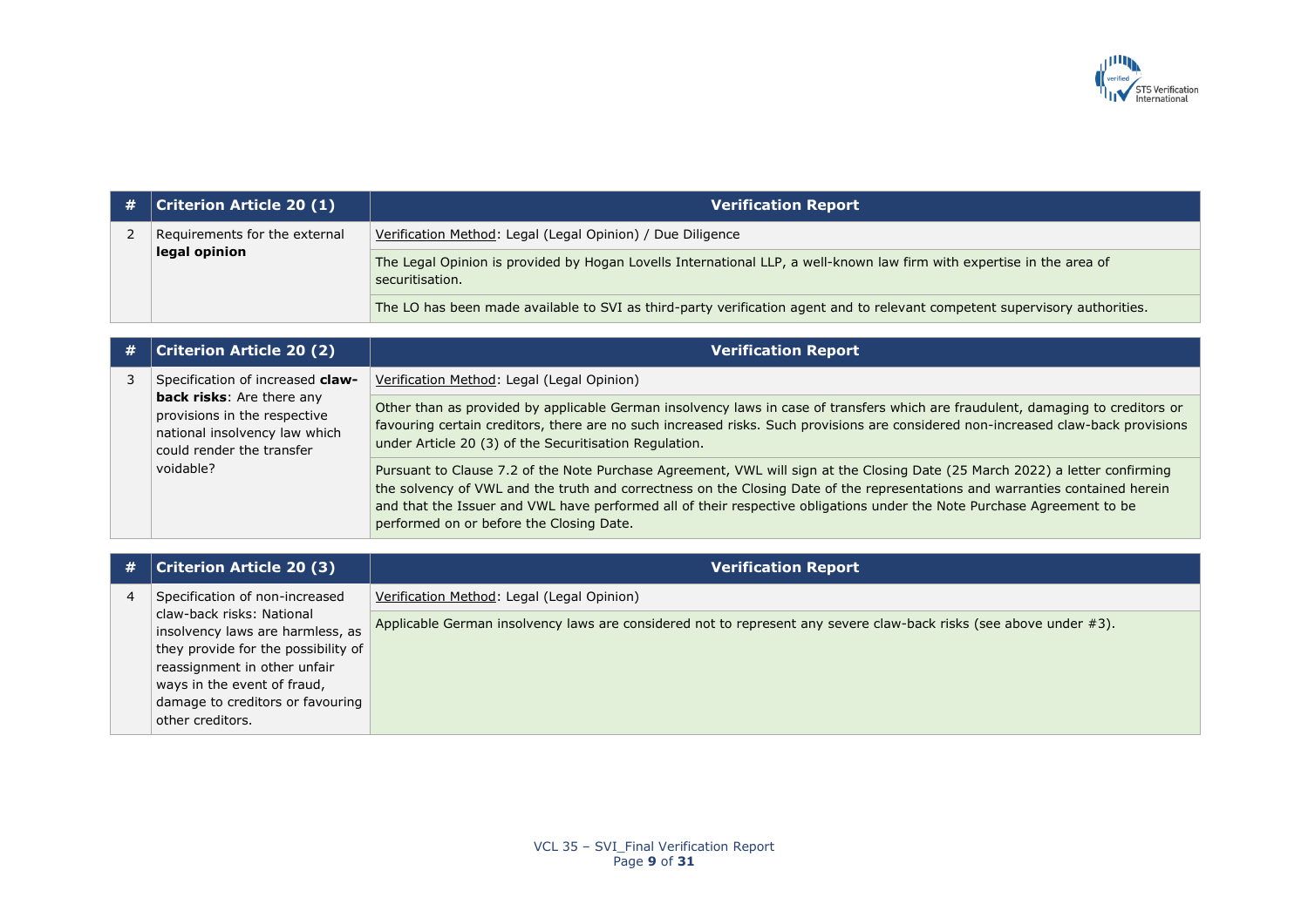| # | Criterion Article 20 (1) | Verification Report |
|---|---|---|
| 2 | Requirements for the external **legal opinion** | Verification Method: Legal (Legal Opinion) / Due Diligence |
| | | The Legal Opinion is provided by Hogan Lovells International LLP, a well-known law firm with expertise in the area of securitisation. |
| | | The LO has been made available to SVI as third-party verification agent and to relevant competent supervisory authorities. |

| # | Criterion Article 20 (2) | Verification Report |
|---|---|---|
| 3 | Specification of increased **claw-back risks**: Are there any provisions in the respective national insolvency law which could render the transfer voidable? | Verification Method: Legal (Legal Opinion) |
| | | Other than as provided by applicable German insolvency laws in case of transfers which are fraudulent, damaging to creditors or favouring certain creditors, there are no such increased risks. Such provisions are considered non-increased claw-back provisions under Article 20 (3) of the Securitisation Regulation. |
| | | Pursuant to Clause 7.2 of the Note Purchase Agreement, VWL will sign at the Closing Date (25 March 2022) a letter confirming the solvency of VWL and the truth and correctness on the Closing Date of the representations and warranties contained herein and that the Issuer and VWL have performed all of their respective obligations under the Note Purchase Agreement to be performed on or before the Closing Date. |

| # | Criterion Article 20 (3) | Verification Report |
|---|---|---|
| 4 | Specification of non-increased claw-back risks: National insolvency laws are harmless, as they provide for the possibility of reassignment in other unfair ways in the event of fraud, damage to creditors or favouring other creditors. | Verification Method: Legal (Legal Opinion) |
| | | Applicable German insolvency laws are considered not to represent any severe claw-back risks (see above under #3). |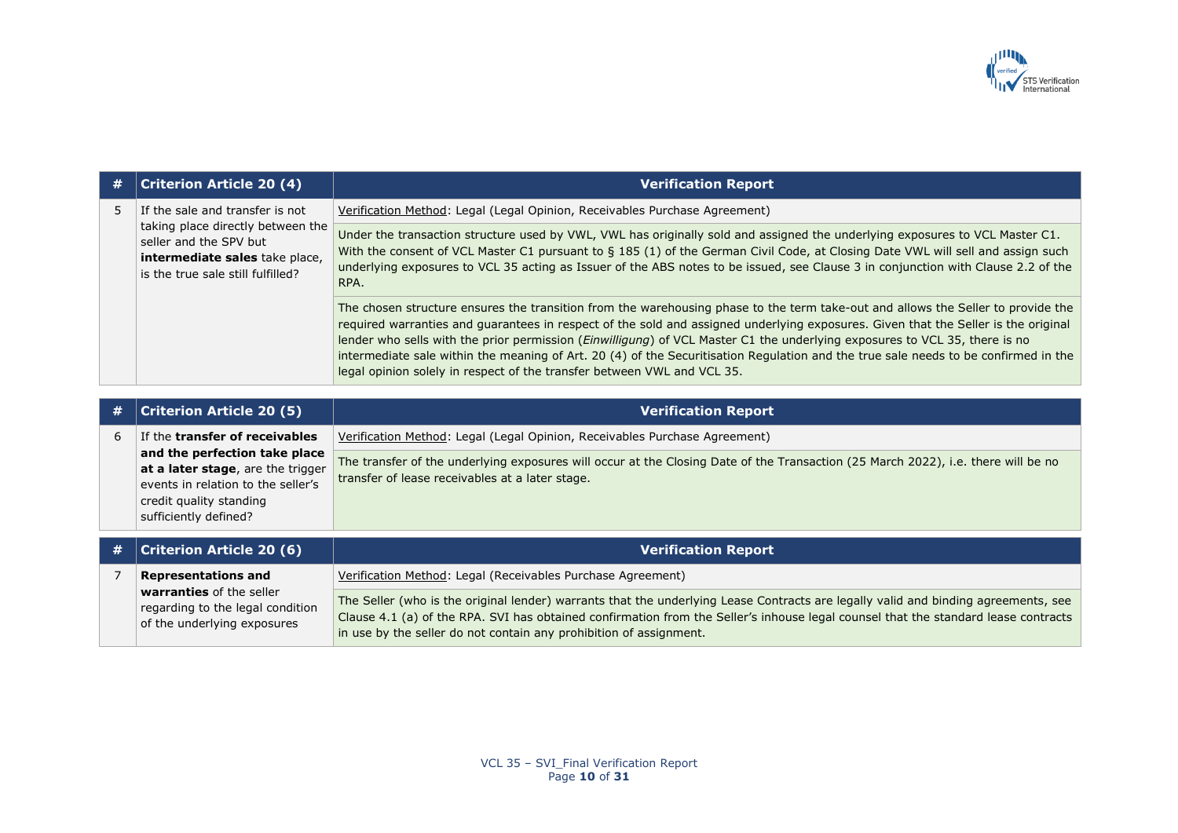| # | Criterion Article 20 (4) | Verification Report |
|---|---|---|
| 5 | If the sale and transfer is not taking place directly between the seller and the SPV but **intermediate sales** take place, is the true sale still fulfilled? | Verification Method: Legal (Legal Opinion, Receivables Purchase Agreement) |
| | | Under the transaction structure used by VWL, VWL has originally sold and assigned the underlying exposures to VCL Master C1. With the consent of VCL Master C1 pursuant to § 185 (1) of the German Civil Code, at Closing Date VWL will sell and assign such underlying exposures to VCL 35 acting as Issuer of the ABS notes to be issued, see Clause 3 in conjunction with Clause 2.2 of the RPA. |
| | | The chosen structure ensures the transition from the warehousing phase to the term take-out and allows the Seller to provide the required warranties and guarantees in respect of the sold and assigned underlying exposures. Given that the Seller is the original lender who sells with the prior permission (*Einwilligung*) of VCL Master C1 the underlying exposures to VCL 35, there is no intermediate sale within the meaning of Art. 20 (4) of the Securitisation Regulation and the true sale needs to be confirmed in the legal opinion solely in respect of the transfer between VWL and VCL 35. |

| # | Criterion Article 20 (5) | Verification Report |
|---|---|---|
| 6 | If the **transfer of receivables and the perfection take place at a later stage**, are the trigger events in relation to the seller's credit quality standing sufficiently defined? | Verification Method: Legal (Legal Opinion, Receivables Purchase Agreement) |
| | | The transfer of the underlying exposures will occur at the Closing Date of the Transaction (25 March 2022), i.e. there will be no transfer of lease receivables at a later stage. |

| # | Criterion Article 20 (6) | Verification Report |
|---|---|---|
| 7 | **Representations and warranties** of the seller regarding to the legal condition of the underlying exposures | Verification Method: Legal (Receivables Purchase Agreement) |
| | | The Seller (who is the original lender) warrants that the underlying Lease Contracts are legally valid and binding agreements, see Clause 4.1 (a) of the RPA. SVI has obtained confirmation from the Seller's inhouse legal counsel that the standard lease contracts in use by the seller do not contain any prohibition of assignment. |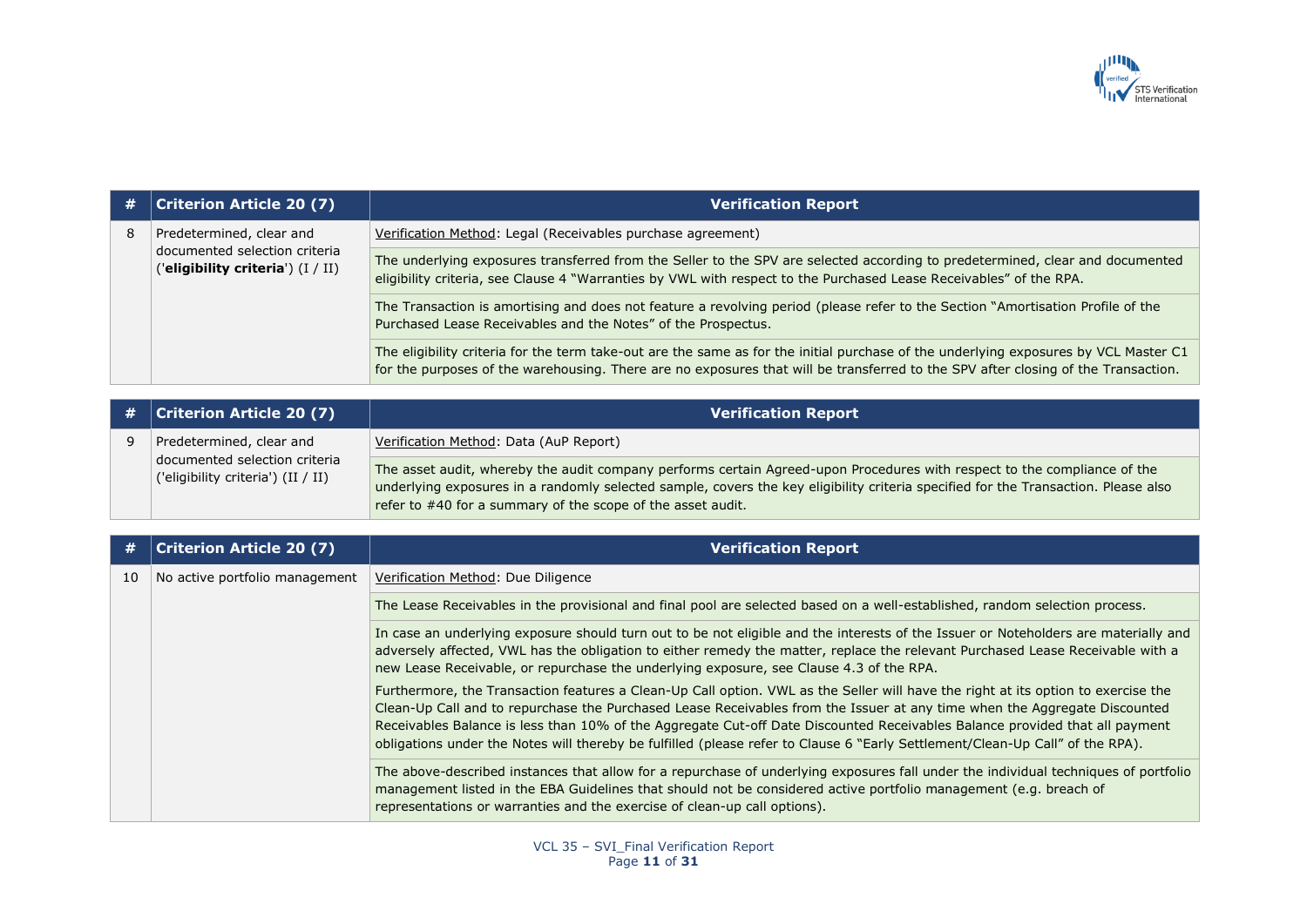| # | Criterion Article 20 (7) | Verification Report |
|---|---|---|
| 8 | Predetermined, clear and documented selection criteria ('**eligibility criteria**') (I / II) | Verification Method: Legal (Receivables purchase agreement) |
| | | The underlying exposures transferred from the Seller to the SPV are selected according to predetermined, clear and documented eligibility criteria, see Clause 4 "Warranties by VWL with respect to the Purchased Lease Receivables" of the RPA. |
| | | The Transaction is amortising and does not feature a revolving period (please refer to the Section "Amortisation Profile of the Purchased Lease Receivables and the Notes" of the Prospectus. |
| | | The eligibility criteria for the term take-out are the same as for the initial purchase of the underlying exposures by VCL Master C1 for the purposes of the warehousing. There are no exposures that will be transferred to the SPV after closing of the Transaction. |

| # | Criterion Article 20 (7) | Verification Report |
|---|---|---|
| 9 | Predetermined, clear and documented selection criteria ('eligibility criteria') (II / II) | Verification Method: Data (AuP Report) |
| | | The asset audit, whereby the audit company performs certain Agreed-upon Procedures with respect to the compliance of the underlying exposures in a randomly selected sample, covers the key eligibility criteria specified for the Transaction. Please also refer to #40 for a summary of the scope of the asset audit. |

| # | Criterion Article 20 (7) | Verification Report |
|---|---|---|
| 10 | No active portfolio management | Verification Method: Due Diligence |
| | | The Lease Receivables in the provisional and final pool are selected based on a well-established, random selection process. |
| | | In case an underlying exposure should turn out to be not eligible and the interests of the Issuer or Noteholders are materially and adversely affected, VWL has the obligation to either remedy the matter, replace the relevant Purchased Lease Receivable with a new Lease Receivable, or repurchase the underlying exposure, see Clause 4.3 of the RPA.<br>Furthermore, the Transaction features a Clean-Up Call option. VWL as the Seller will have the right at its option to exercise the Clean-Up Call and to repurchase the Purchased Lease Receivables from the Issuer at any time when the Aggregate Discounted Receivables Balance is less than 10% of the Aggregate Cut-off Date Discounted Receivables Balance provided that all payment obligations under the Notes will thereby be fulfilled (please refer to Clause 6 "Early Settlement/Clean-Up Call" of the RPA). |
| | | The above-described instances that allow for a repurchase of underlying exposures fall under the individual techniques of portfolio management listed in the EBA Guidelines that should not be considered active portfolio management (e.g. breach of representations or warranties and the exercise of clean-up call options). |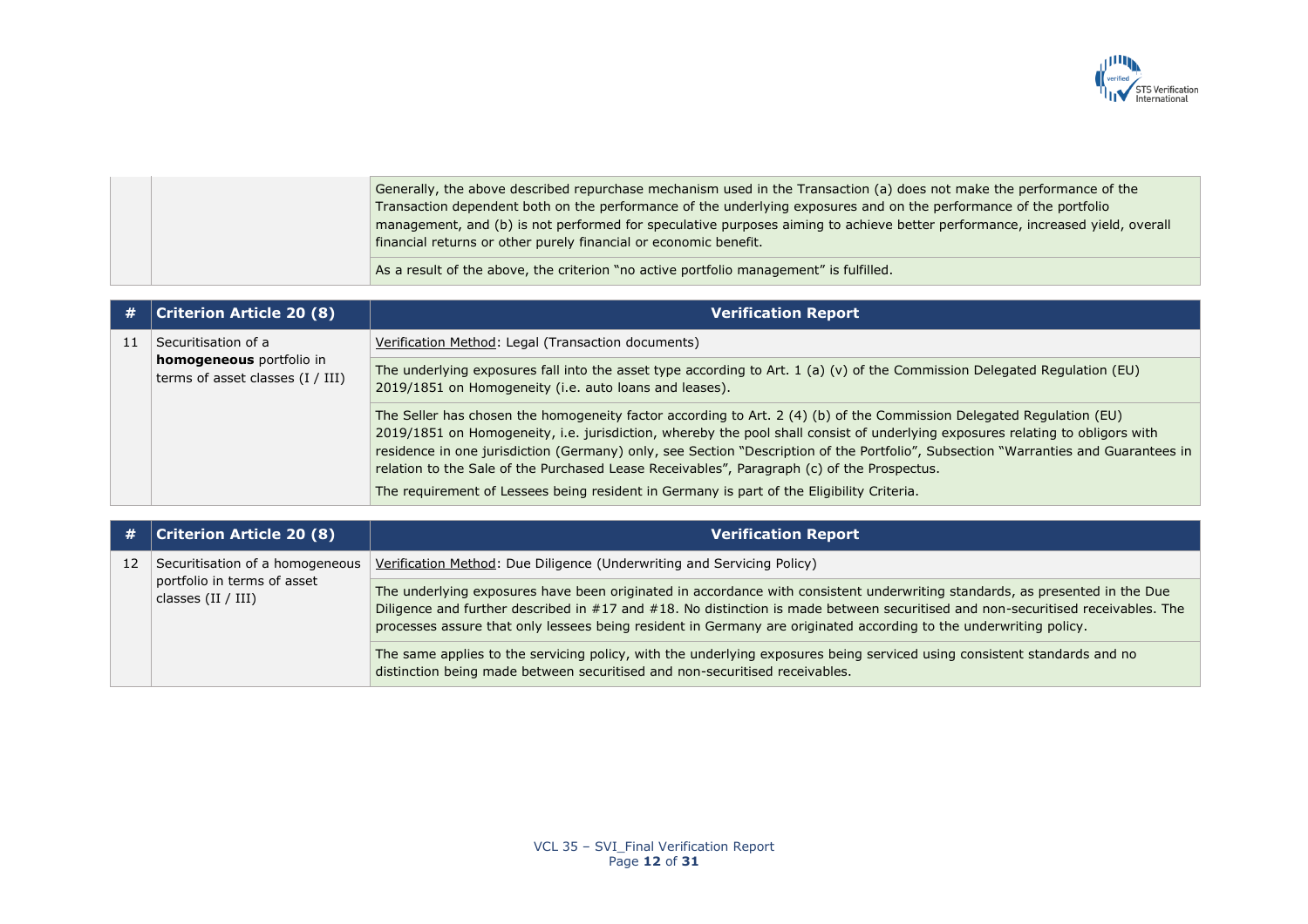| | | |
|---|---|---|
| | | Generally, the above described repurchase mechanism used in the Transaction (a) does not make the performance of the Transaction dependent both on the performance of the underlying exposures and on the performance of the portfolio management, and (b) is not performed for speculative purposes aiming to achieve better performance, increased yield, overall financial returns or other purely financial or economic benefit. |
| | | As a result of the above, the criterion "no active portfolio management" is fulfilled. |

| # | Criterion Article 20 (8) | Verification Report |
|---|---|---|
| 11 | Securitisation of a **homogeneous** portfolio in terms of asset classes (I / III) | Verification Method: Legal (Transaction documents) |
| | | The underlying exposures fall into the asset type according to Art. 1 (a) (v) of the Commission Delegated Regulation (EU) 2019/1851 on Homogeneity (i.e. auto loans and leases). |
| | | The Seller has chosen the homogeneity factor according to Art. 2 (4) (b) of the Commission Delegated Regulation (EU) 2019/1851 on Homogeneity, i.e. jurisdiction, whereby the pool shall consist of underlying exposures relating to obligors with residence in one jurisdiction (Germany) only, see Section "Description of the Portfolio", Subsection "Warranties and Guarantees in relation to the Sale of the Purchased Lease Receivables", Paragraph (c) of the Prospectus.<br>The requirement of Lessees being resident in Germany is part of the Eligibility Criteria. |

| # | Criterion Article 20 (8) | Verification Report |
|---|---|---|
| 12 | Securitisation of a homogeneous portfolio in terms of asset classes (II / III) | Verification Method: Due Diligence (Underwriting and Servicing Policy) |
| | | The underlying exposures have been originated in accordance with consistent underwriting standards, as presented in the Due Diligence and further described in #17 and #18. No distinction is made between securitised and non-securitised receivables. The processes assure that only lessees being resident in Germany are originated according to the underwriting policy. |
| | | The same applies to the servicing policy, with the underlying exposures being serviced using consistent standards and no distinction being made between securitised and non-securitised receivables. |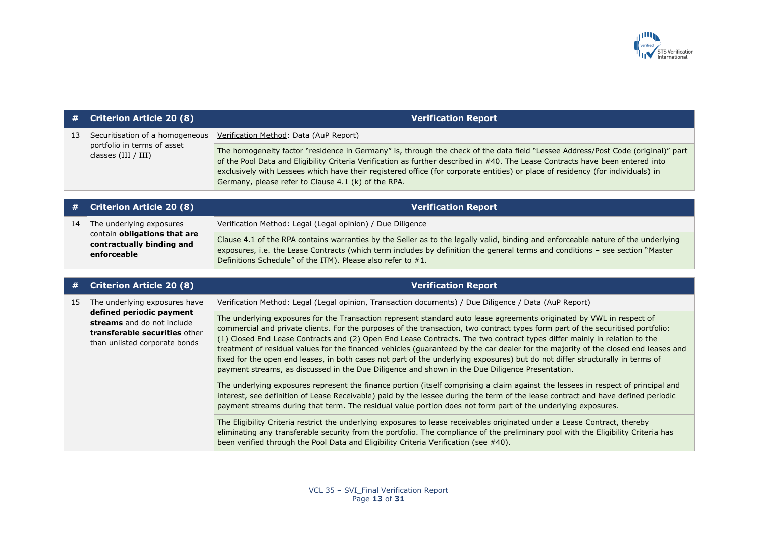| # | Criterion Article 20 (8) | Verification Report |
|---|---|---|
| 13 | Securitisation of a homogeneous portfolio in terms of asset classes (III / III) | Verification Method: Data (AuP Report) |
| | | The homogeneity factor "residence in Germany" is, through the check of the data field "Lessee Address/Post Code (original)" part of the Pool Data and Eligibility Criteria Verification as further described in #40. The Lease Contracts have been entered into exclusively with Lessees which have their registered office (for corporate entities) or place of residency (for individuals) in Germany, please refer to Clause 4.1 (k) of the RPA. |

| # | Criterion Article 20 (8) | Verification Report |
|---|---|---|
| 14 | The underlying exposures contain **obligations that are contractually binding and enforceable** | Verification Method: Legal (Legal opinion) / Due Diligence |
| | | Clause 4.1 of the RPA contains warranties by the Seller as to the legally valid, binding and enforceable nature of the underlying exposures, i.e. the Lease Contracts (which term includes by definition the general terms and conditions – see section "Master Definitions Schedule" of the ITM). Please also refer to #1. |

| # | Criterion Article 20 (8) | Verification Report |
|---|---|---|
| 15 | The underlying exposures have **defined periodic payment streams** and do not include **transferable securities** other than unlisted corporate bonds | Verification Method: Legal (Legal opinion, Transaction documents) / Due Diligence / Data (AuP Report) |
| | | The underlying exposures for the Transaction represent standard auto lease agreements originated by VWL in respect of commercial and private clients. For the purposes of the transaction, two contract types form part of the securitised portfolio: (1) Closed End Lease Contracts and (2) Open End Lease Contracts. The two contract types differ mainly in relation to the treatment of residual values for the financed vehicles (guaranteed by the car dealer for the majority of the closed end leases and fixed for the open end leases, in both cases not part of the underlying exposures) but do not differ structurally in terms of payment streams, as discussed in the Due Diligence and shown in the Due Diligence Presentation. |
| | | The underlying exposures represent the finance portion (itself comprising a claim against the lessees in respect of principal and interest, see definition of Lease Receivable) paid by the lessee during the term of the lease contract and have defined periodic payment streams during that term. The residual value portion does not form part of the underlying exposures. |
| | | The Eligibility Criteria restrict the underlying exposures to lease receivables originated under a Lease Contract, thereby eliminating any transferable security from the portfolio. The compliance of the preliminary pool with the Eligibility Criteria has been verified through the Pool Data and Eligibility Criteria Verification (see #40). |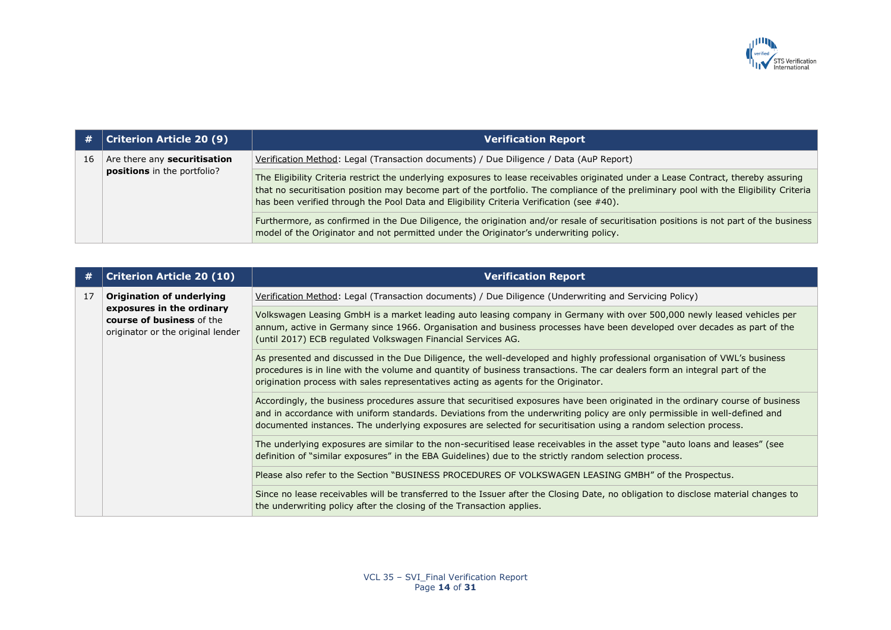| # | Criterion Article 20 (9) | Verification Report |
|---|---|---|
| 16 | Are there any **securitisation positions** in the portfolio? | Verification Method: Legal (Transaction documents) / Due Diligence / Data (AuP Report) |
| | | The Eligibility Criteria restrict the underlying exposures to lease receivables originated under a Lease Contract, thereby assuring that no securitisation position may become part of the portfolio. The compliance of the preliminary pool with the Eligibility Criteria has been verified through the Pool Data and Eligibility Criteria Verification (see #40). |
| | | Furthermore, as confirmed in the Due Diligence, the origination and/or resale of securitisation positions is not part of the business model of the Originator and not permitted under the Originator's underwriting policy. |

| # | Criterion Article 20 (10) | Verification Report |
|---|---|---|
| 17 | **Origination of underlying exposures in the ordinary course of business** of the originator or the original lender | Verification Method: Legal (Transaction documents) / Due Diligence (Underwriting and Servicing Policy) |
| | | Volkswagen Leasing GmbH is a market leading auto leasing company in Germany with over 500,000 newly leased vehicles per annum, active in Germany since 1966. Organisation and business processes have been developed over decades as part of the (until 2017) ECB regulated Volkswagen Financial Services AG. |
| | | As presented and discussed in the Due Diligence, the well-developed and highly professional organisation of VWL's business procedures is in line with the volume and quantity of business transactions. The car dealers form an integral part of the origination process with sales representatives acting as agents for the Originator. |
| | | Accordingly, the business procedures assure that securitised exposures have been originated in the ordinary course of business and in accordance with uniform standards. Deviations from the underwriting policy are only permissible in well-defined and documented instances. The underlying exposures are selected for securitisation using a random selection process. |
| | | The underlying exposures are similar to the non-securitised lease receivables in the asset type "auto loans and leases" (see definition of "similar exposures" in the EBA Guidelines) due to the strictly random selection process. |
| | | Please also refer to the Section "BUSINESS PROCEDURES OF VOLKSWAGEN LEASING GMBH" of the Prospectus. |
| | | Since no lease receivables will be transferred to the Issuer after the Closing Date, no obligation to disclose material changes to the underwriting policy after the closing of the Transaction applies. |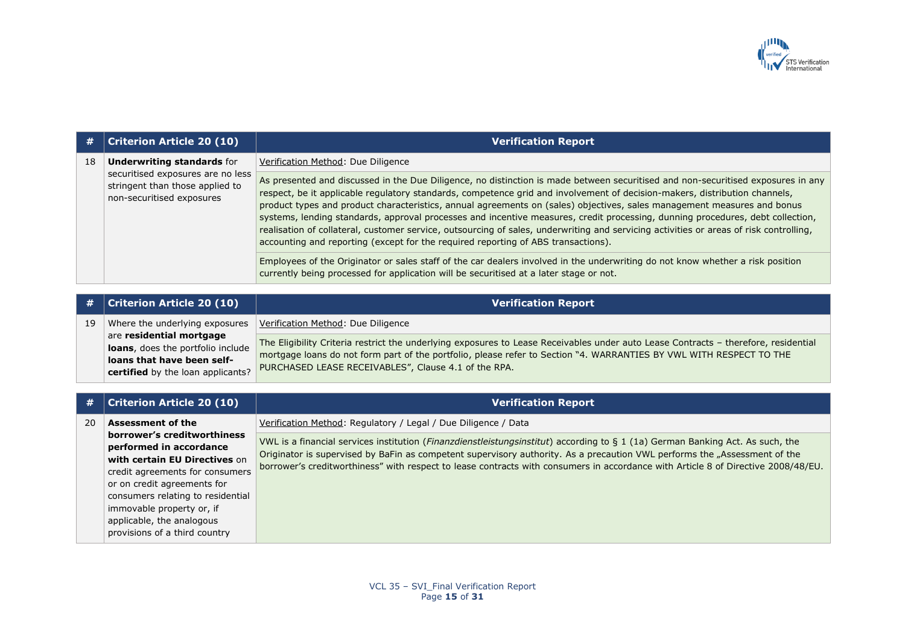| # | Criterion Article 20 (10) | Verification Report |
|---|---|---|
| 18 | **Underwriting standards** for securitised exposures are no less stringent than those applied to non-securitised exposures | Verification Method: Due Diligence |
| | | As presented and discussed in the Due Diligence, no distinction is made between securitised and non-securitised exposures in any respect, be it applicable regulatory standards, competence grid and involvement of decision-makers, distribution channels, product types and product characteristics, annual agreements on (sales) objectives, sales management measures and bonus systems, lending standards, approval processes and incentive measures, credit processing, dunning procedures, debt collection, realisation of collateral, customer service, outsourcing of sales, underwriting and servicing activities or areas of risk controlling, accounting and reporting (except for the required reporting of ABS transactions). |
| | | Employees of the Originator or sales staff of the car dealers involved in the underwriting do not know whether a risk position currently being processed for application will be securitised at a later stage or not. |

| # | Criterion Article 20 (10) | Verification Report |
|---|---|---|
| 19 | Where the underlying exposures are **residential mortgage loans**, does the portfolio include **loans that have been self-certified** by the loan applicants? | Verification Method: Due Diligence |
| | | The Eligibility Criteria restrict the underlying exposures to Lease Receivables under auto Lease Contracts – therefore, residential mortgage loans do not form part of the portfolio, please refer to Section "4. WARRANTIES BY VWL WITH RESPECT TO THE PURCHASED LEASE RECEIVABLES", Clause 4.1 of the RPA. |

| # | Criterion Article 20 (10) | Verification Report |
|---|---|---|
| 20 | **Assessment of the borrower's creditworthiness performed in accordance with certain EU Directives** on credit agreements for consumers or on credit agreements for consumers relating to residential immovable property or, if applicable, the analogous provisions of a third country | Verification Method: Regulatory / Legal / Due Diligence / Data |
| | | VWL is a financial services institution (*Finanzdienstleistungsinstitut*) according to § 1 (1a) German Banking Act. As such, the Originator is supervised by BaFin as competent supervisory authority. As a precaution VWL performs the „Assessment of the borrower's creditworthiness" with respect to lease contracts with consumers in accordance with Article 8 of Directive 2008/48/EU. |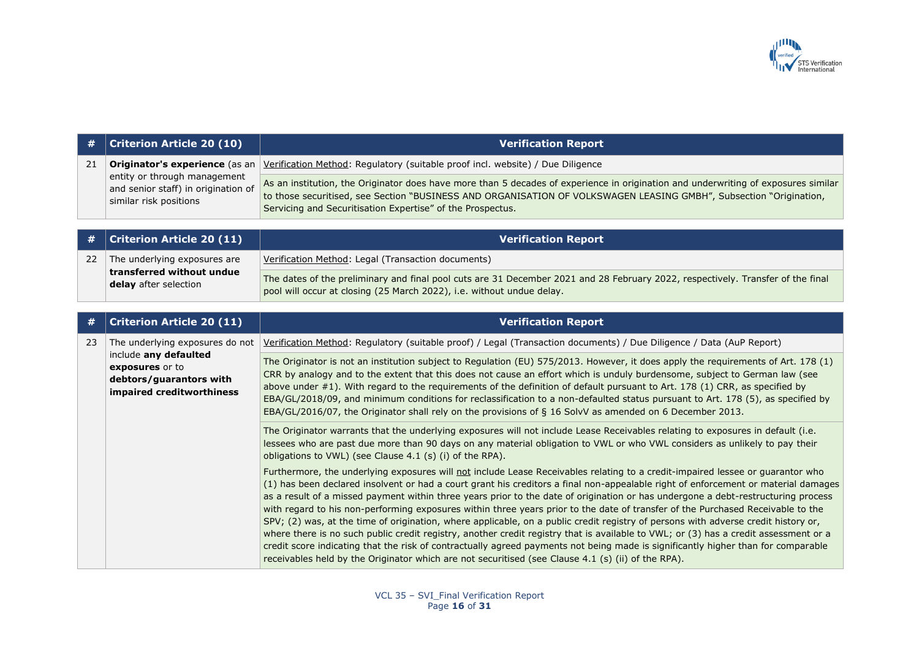| # | Criterion Article 20 (10) | Verification Report |
|---|---|---|
| 21 | **Originator's experience** (as an entity or through management and senior staff) in origination of similar risk positions | Verification Method: Regulatory (suitable proof incl. website) / Due Diligence |
| | | As an institution, the Originator does have more than 5 decades of experience in origination and underwriting of exposures similar to those securitised, see Section "BUSINESS AND ORGANISATION OF VOLKSWAGEN LEASING GMBH", Subsection "Origination, Servicing and Securitisation Expertise" of the Prospectus. |

| # | Criterion Article 20 (11) | Verification Report |
|---|---|---|
| 22 | The underlying exposures are **transferred without undue delay** after selection | Verification Method: Legal (Transaction documents) |
| | | The dates of the preliminary and final pool cuts are 31 December 2021 and 28 February 2022, respectively. Transfer of the final pool will occur at closing (25 March 2022), i.e. without undue delay. |

| # | Criterion Article 20 (11) | Verification Report |
|---|---|---|
| 23 | The underlying exposures do not include **any defaulted exposures** or to **debtors/guarantors with impaired creditworthiness** | Verification Method: Regulatory (suitable proof) / Legal (Transaction documents) / Due Diligence / Data (AuP Report) |
| | | The Originator is not an institution subject to Regulation (EU) 575/2013. However, it does apply the requirements of Art. 178 (1) CRR by analogy and to the extent that this does not cause an effort which is unduly burdensome, subject to German law (see above under #1). With regard to the requirements of the definition of default pursuant to Art. 178 (1) CRR, as specified by EBA/GL/2018/09, and minimum conditions for reclassification to a non-defaulted status pursuant to Art. 178 (5), as specified by EBA/GL/2016/07, the Originator shall rely on the provisions of § 16 SolvV as amended on 6 December 2013. |
| | | The Originator warrants that the underlying exposures will not include Lease Receivables relating to exposures in default (i.e. lessees who are past due more than 90 days on any material obligation to VWL or who VWL considers as unlikely to pay their obligations to VWL) (see Clause 4.1 (s) (i) of the RPA).<br><br>Furthermore, the underlying exposures will not include Lease Receivables relating to a credit-impaired lessee or guarantor who (1) has been declared insolvent or had a court grant his creditors a final non-appealable right of enforcement or material damages as a result of a missed payment within three years prior to the date of origination or has undergone a debt-restructuring process with regard to his non-performing exposures within three years prior to the date of transfer of the Purchased Receivable to the SPV; (2) was, at the time of origination, where applicable, on a public credit registry of persons with adverse credit history or, where there is no such public credit registry, another credit registry that is available to VWL; or (3) has a credit assessment or a credit score indicating that the risk of contractually agreed payments not being made is significantly higher than for comparable receivables held by the Originator which are not securitised (see Clause 4.1 (s) (ii) of the RPA). |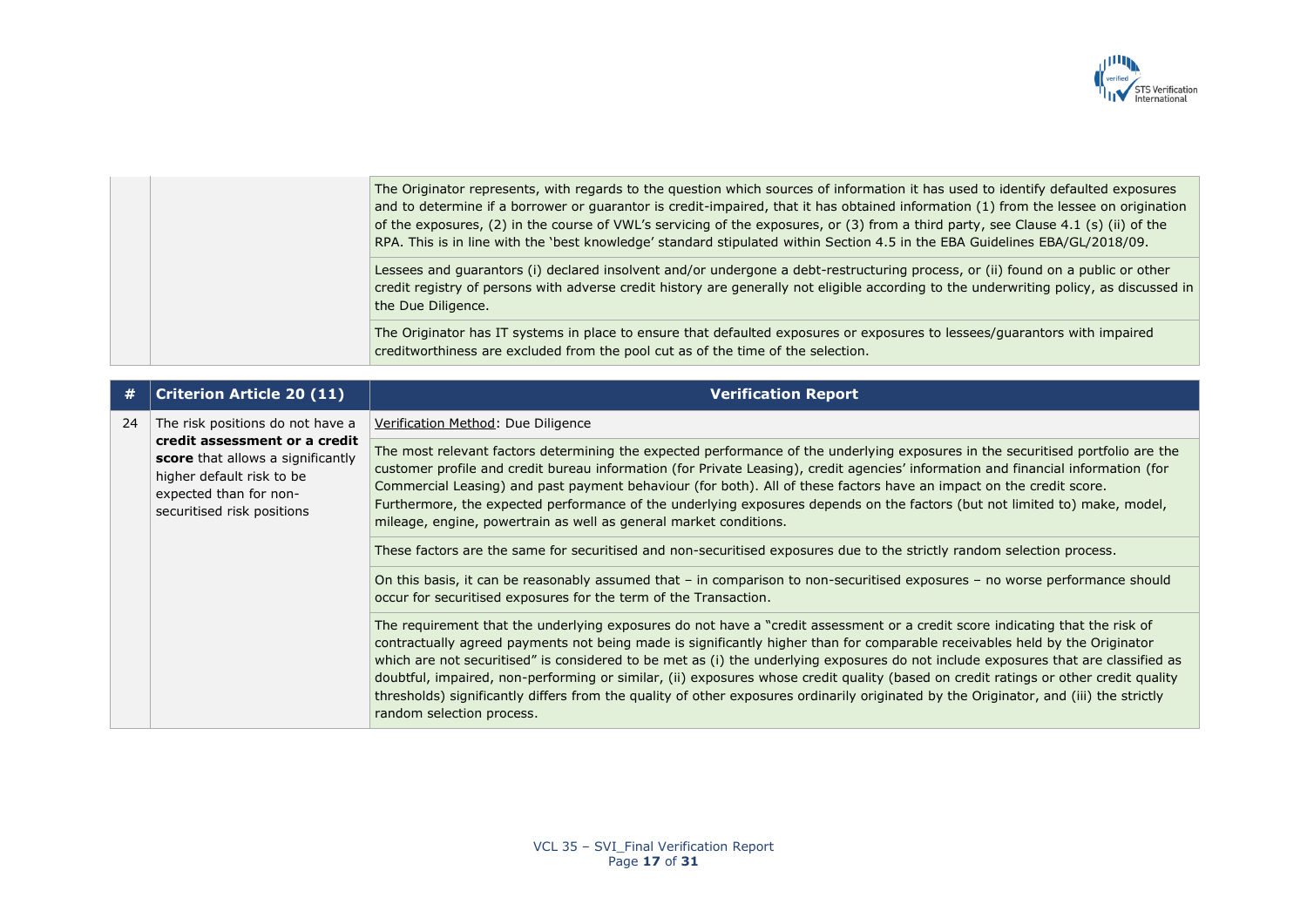| | | |
|---|---|---|
| | | The Originator represents, with regards to the question which sources of information it has used to identify defaulted exposures and to determine if a borrower or guarantor is credit-impaired, that it has obtained information (1) from the lessee on origination of the exposures, (2) in the course of VWL's servicing of the exposures, or (3) from a third party, see Clause 4.1 (s) (ii) of the RPA. This is in line with the 'best knowledge' standard stipulated within Section 4.5 in the EBA Guidelines EBA/GL/2018/09. |
| | | Lessees and guarantors (i) declared insolvent and/or undergone a debt-restructuring process, or (ii) found on a public or other credit registry of persons with adverse credit history are generally not eligible according to the underwriting policy, as discussed in the Due Diligence. |
| | | The Originator has IT systems in place to ensure that defaulted exposures or exposures to lessees/guarantors with impaired creditworthiness are excluded from the pool cut as of the time of the selection. |

| # | Criterion Article 20 (11) | Verification Report |
|---|---|---|
| 24 | The risk positions do not have a **credit assessment or a credit score** that allows a significantly higher default risk to be expected than for non-securitised risk positions | Verification Method: Due Diligence |
| | | The most relevant factors determining the expected performance of the underlying exposures in the securitised portfolio are the customer profile and credit bureau information (for Private Leasing), credit agencies' information and financial information (for Commercial Leasing) and past payment behaviour (for both). All of these factors have an impact on the credit score. Furthermore, the expected performance of the underlying exposures depends on the factors (but not limited to) make, model, mileage, engine, powertrain as well as general market conditions. |
| | | These factors are the same for securitised and non-securitised exposures due to the strictly random selection process. |
| | | On this basis, it can be reasonably assumed that – in comparison to non-securitised exposures – no worse performance should occur for securitised exposures for the term of the Transaction. |
| | | The requirement that the underlying exposures do not have a "credit assessment or a credit score indicating that the risk of contractually agreed payments not being made is significantly higher than for comparable receivables held by the Originator which are not securitised" is considered to be met as (i) the underlying exposures do not include exposures that are classified as doubtful, impaired, non-performing or similar, (ii) exposures whose credit quality (based on credit ratings or other credit quality thresholds) significantly differs from the quality of other exposures ordinarily originated by the Originator, and (iii) the strictly random selection process. |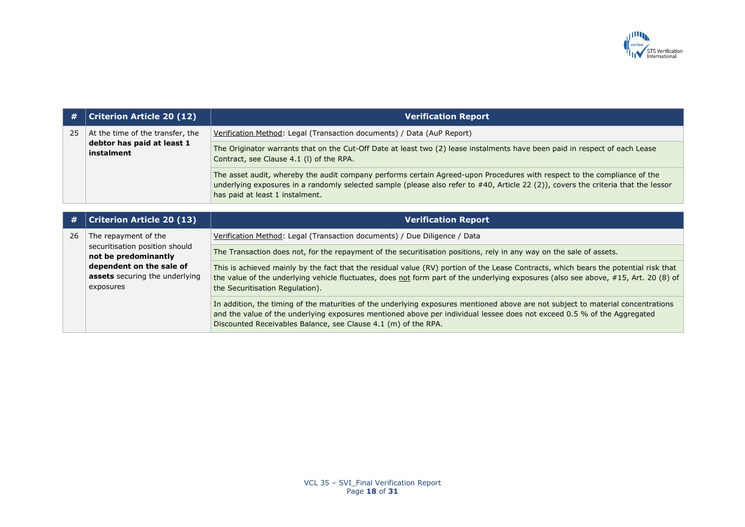| # | Criterion Article 20 (12) | Verification Report |
|---|---|---|
| 25 | At the time of the transfer, the **debtor has paid at least 1 instalment** | Verification Method: Legal (Transaction documents) / Data (AuP Report) |
| | | The Originator warrants that on the Cut-Off Date at least two (2) lease instalments have been paid in respect of each Lease Contract, see Clause 4.1 (l) of the RPA. |
| | | The asset audit, whereby the audit company performs certain Agreed-upon Procedures with respect to the compliance of the underlying exposures in a randomly selected sample (please also refer to #40, Article 22 (2)), covers the criteria that the lessor has paid at least 1 instalment. |

| # | Criterion Article 20 (13) | Verification Report |
|---|---|---|
| 26 | The repayment of the securitisation position should **not be predominantly dependent on the sale of assets** securing the underlying exposures | Verification Method: Legal (Transaction documents) / Due Diligence / Data |
| | | The Transaction does not, for the repayment of the securitisation positions, rely in any way on the sale of assets. |
| | | This is achieved mainly by the fact that the residual value (RV) portion of the Lease Contracts, which bears the potential risk that the value of the underlying vehicle fluctuates, does not form part of the underlying exposures (also see above, #15, Art. 20 (8) of the Securitisation Regulation). |
| | | In addition, the timing of the maturities of the underlying exposures mentioned above are not subject to material concentrations and the value of the underlying exposures mentioned above per individual lessee does not exceed 0.5 % of the Aggregated Discounted Receivables Balance, see Clause 4.1 (m) of the RPA. |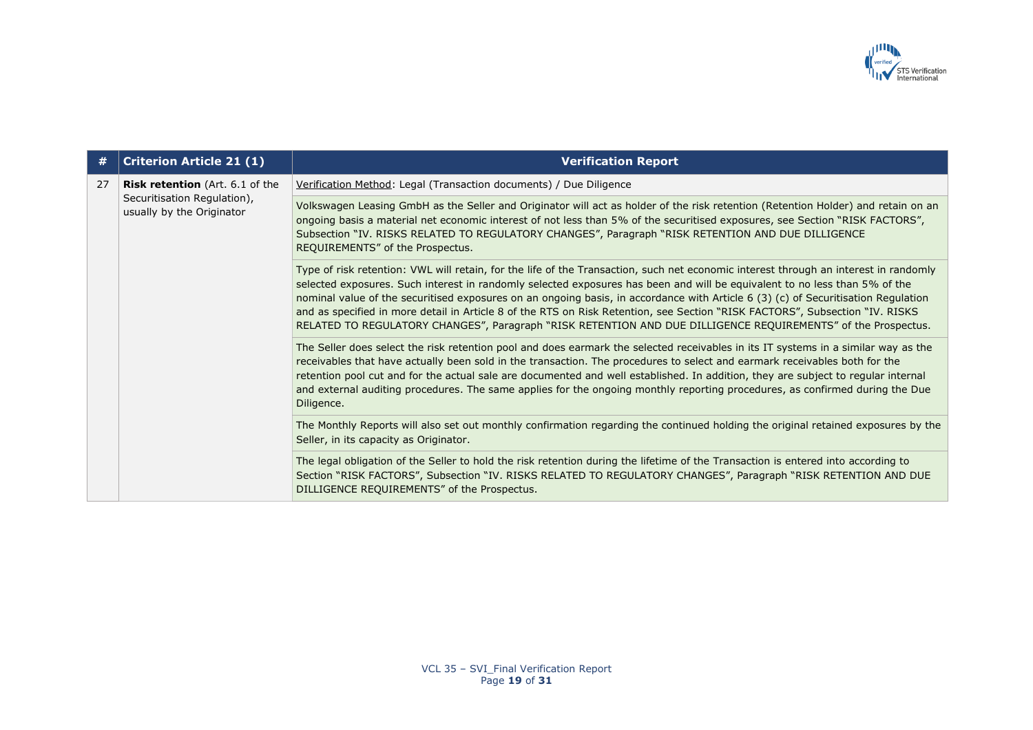| # | Criterion Article 21 (1) | Verification Report |
|---|---|---|
| 27 | **Risk retention** (Art. 6.1 of the Securitisation Regulation), usually by the Originator | Verification Method: Legal (Transaction documents) / Due Diligence |
| | | Volkswagen Leasing GmbH as the Seller and Originator will act as holder of the risk retention (Retention Holder) and retain on an ongoing basis a material net economic interest of not less than 5% of the securitised exposures, see Section "RISK FACTORS", Subsection "IV. RISKS RELATED TO REGULATORY CHANGES", Paragraph "RISK RETENTION AND DUE DILLIGENCE REQUIREMENTS" of the Prospectus. |
| | | Type of risk retention: VWL will retain, for the life of the Transaction, such net economic interest through an interest in randomly selected exposures. Such interest in randomly selected exposures has been and will be equivalent to no less than 5% of the nominal value of the securitised exposures on an ongoing basis, in accordance with Article 6 (3) (c) of Securitisation Regulation and as specified in more detail in Article 8 of the RTS on Risk Retention, see Section "RISK FACTORS", Subsection "IV. RISKS RELATED TO REGULATORY CHANGES", Paragraph "RISK RETENTION AND DUE DILLIGENCE REQUIREMENTS" of the Prospectus. |
| | | The Seller does select the risk retention pool and does earmark the selected receivables in its IT systems in a similar way as the receivables that have actually been sold in the transaction. The procedures to select and earmark receivables both for the retention pool cut and for the actual sale are documented and well established. In addition, they are subject to regular internal and external auditing procedures. The same applies for the ongoing monthly reporting procedures, as confirmed during the Due Diligence. |
| | | The Monthly Reports will also set out monthly confirmation regarding the continued holding the original retained exposures by the Seller, in its capacity as Originator. |
| | | The legal obligation of the Seller to hold the risk retention during the lifetime of the Transaction is entered into according to Section "RISK FACTORS", Subsection "IV. RISKS RELATED TO REGULATORY CHANGES", Paragraph "RISK RETENTION AND DUE DILLIGENCE REQUIREMENTS" of the Prospectus. |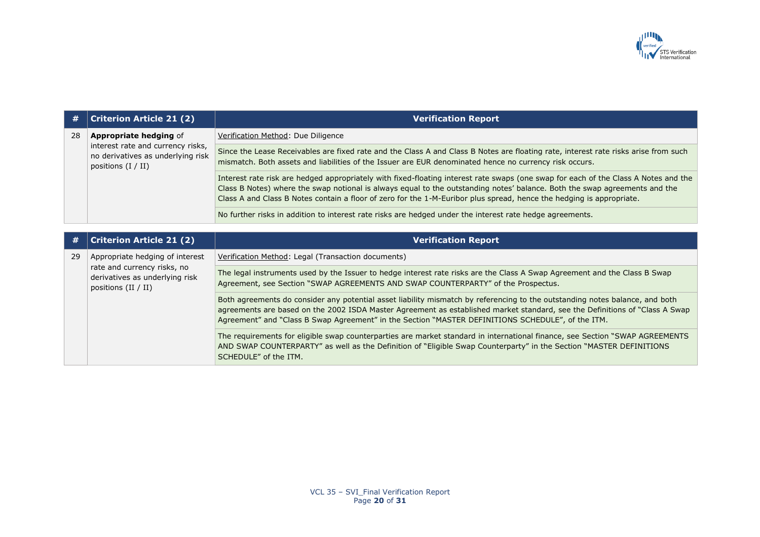| # | Criterion Article 21 (2) | Verification Report |
|---|---|---|
| 28 | **Appropriate hedging** of interest rate and currency risks, no derivatives as underlying risk positions (I / II) | Verification Method: Due Diligence |
| | | Since the Lease Receivables are fixed rate and the Class A and Class B Notes are floating rate, interest rate risks arise from such mismatch. Both assets and liabilities of the Issuer are EUR denominated hence no currency risk occurs. |
| | | Interest rate risk are hedged appropriately with fixed-floating interest rate swaps (one swap for each of the Class A Notes and the Class B Notes) where the swap notional is always equal to the outstanding notes' balance. Both the swap agreements and the Class A and Class B Notes contain a floor of zero for the 1-M-Euribor plus spread, hence the hedging is appropriate. |
| | | No further risks in addition to interest rate risks are hedged under the interest rate hedge agreements. |

| # | Criterion Article 21 (2) | Verification Report |
|---|---|---|
| 29 | Appropriate hedging of interest rate and currency risks, no derivatives as underlying risk positions (II / II) | Verification Method: Legal (Transaction documents) |
| | | The legal instruments used by the Issuer to hedge interest rate risks are the Class A Swap Agreement and the Class B Swap Agreement, see Section "SWAP AGREEMENTS AND SWAP COUNTERPARTY" of the Prospectus. |
| | | Both agreements do consider any potential asset liability mismatch by referencing to the outstanding notes balance, and both agreements are based on the 2002 ISDA Master Agreement as established market standard, see the Definitions of "Class A Swap Agreement" and "Class B Swap Agreement" in the Section "MASTER DEFINITIONS SCHEDULE", of the ITM. |
| | | The requirements for eligible swap counterparties are market standard in international finance, see Section "SWAP AGREEMENTS AND SWAP COUNTERPARTY" as well as the Definition of "Eligible Swap Counterparty" in the Section "MASTER DEFINITIONS SCHEDULE" of the ITM. |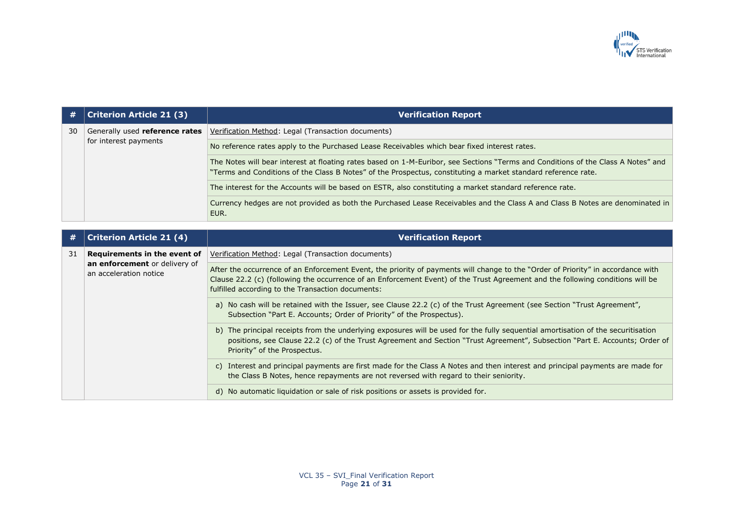| # | Criterion Article 21 (3) | Verification Report |
|---|---|---|
| 30 | Generally used **reference rates** for interest payments | Verification Method: Legal (Transaction documents) |
| | | No reference rates apply to the Purchased Lease Receivables which bear fixed interest rates. |
| | | The Notes will bear interest at floating rates based on 1-M-Euribor, see Sections "Terms and Conditions of the Class A Notes" and "Terms and Conditions of the Class B Notes" of the Prospectus, constituting a market standard reference rate. |
| | | The interest for the Accounts will be based on ESTR, also constituting a market standard reference rate. |
| | | Currency hedges are not provided as both the Purchased Lease Receivables and the Class A and Class B Notes are denominated in EUR. |

| # | Criterion Article 21 (4) | Verification Report |
|---|---|---|
| 31 | **Requirements in the event of an enforcement** or delivery of an acceleration notice | Verification Method: Legal (Transaction documents) |
| | | After the occurrence of an Enforcement Event, the priority of payments will change to the "Order of Priority" in accordance with Clause 22.2 (c) (following the occurrence of an Enforcement Event) of the Trust Agreement and the following conditions will be fulfilled according to the Transaction documents: |
| | | a) No cash will be retained with the Issuer, see Clause 22.2 (c) of the Trust Agreement (see Section "Trust Agreement", Subsection "Part E. Accounts; Order of Priority" of the Prospectus). |
| | | b) The principal receipts from the underlying exposures will be used for the fully sequential amortisation of the securitisation positions, see Clause 22.2 (c) of the Trust Agreement and Section "Trust Agreement", Subsection "Part E. Accounts; Order of Priority" of the Prospectus. |
| | | c) Interest and principal payments are first made for the Class A Notes and then interest and principal payments are made for the Class B Notes, hence repayments are not reversed with regard to their seniority. |
| | | d) No automatic liquidation or sale of risk positions or assets is provided for. |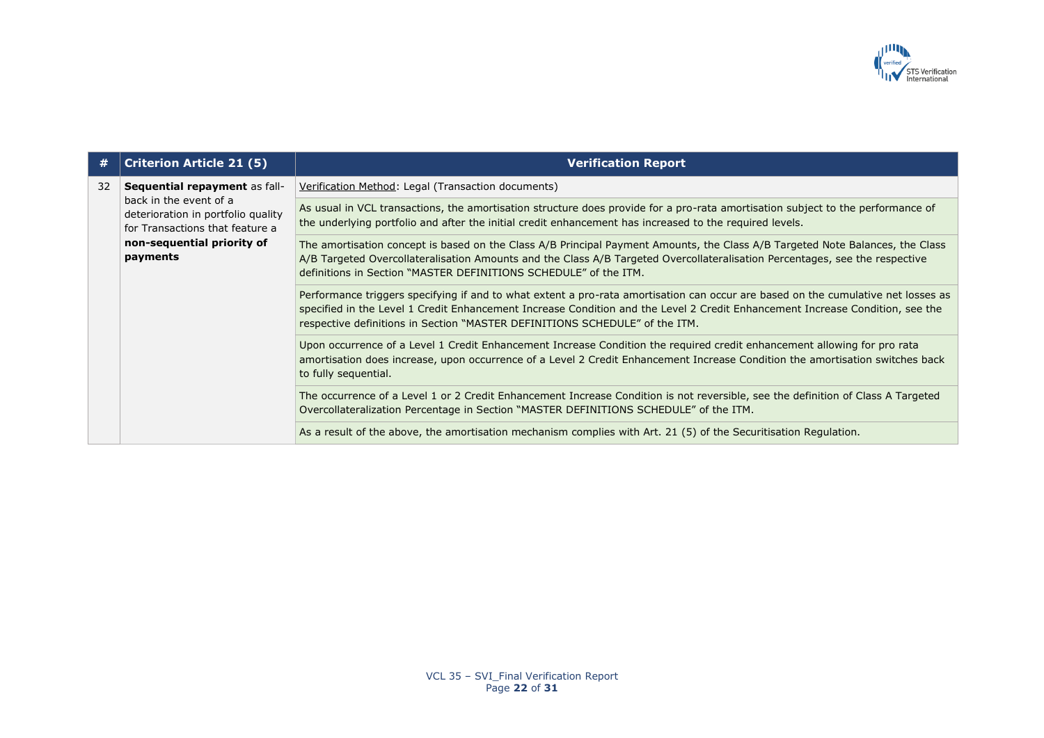| # | Criterion Article 21 (5) | Verification Report |
|---|---|---|
| 32 | **Sequential repayment** as fall-back in the event of a deterioration in portfolio quality for Transactions that feature a **non-sequential priority of payments** | Verification Method: Legal (Transaction documents) |
| | | As usual in VCL transactions, the amortisation structure does provide for a pro-rata amortisation subject to the performance of the underlying portfolio and after the initial credit enhancement has increased to the required levels. |
| | | The amortisation concept is based on the Class A/B Principal Payment Amounts, the Class A/B Targeted Note Balances, the Class A/B Targeted Overcollateralisation Amounts and the Class A/B Targeted Overcollateralisation Percentages, see the respective definitions in Section "MASTER DEFINITIONS SCHEDULE" of the ITM. |
| | | Performance triggers specifying if and to what extent a pro-rata amortisation can occur are based on the cumulative net losses as specified in the Level 1 Credit Enhancement Increase Condition and the Level 2 Credit Enhancement Increase Condition, see the respective definitions in Section "MASTER DEFINITIONS SCHEDULE" of the ITM. |
| | | Upon occurrence of a Level 1 Credit Enhancement Increase Condition the required credit enhancement allowing for pro rata amortisation does increase, upon occurrence of a Level 2 Credit Enhancement Increase Condition the amortisation switches back to fully sequential. |
| | | The occurrence of a Level 1 or 2 Credit Enhancement Increase Condition is not reversible, see the definition of Class A Targeted Overcollateralization Percentage in Section "MASTER DEFINITIONS SCHEDULE" of the ITM. |
| | | As a result of the above, the amortisation mechanism complies with Art. 21 (5) of the Securitisation Regulation. |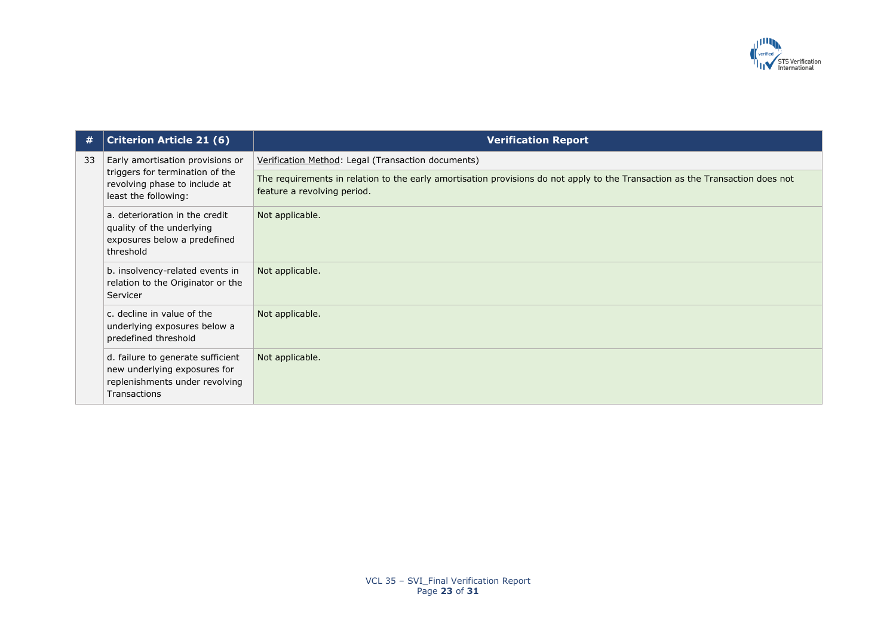| # | Criterion Article 21 (6) | Verification Report |
|---|---|---|
| 33 | Early amortisation provisions or triggers for termination of the revolving phase to include at least the following: | Verification Method: Legal (Transaction documents) |
| | | The requirements in relation to the early amortisation provisions do not apply to the Transaction as the Transaction does not feature a revolving period. |
| | a. deterioration in the credit quality of the underlying exposures below a predefined threshold | Not applicable. |
| | b. insolvency-related events in relation to the Originator or the Servicer | Not applicable. |
| | c. decline in value of the underlying exposures below a predefined threshold | Not applicable. |
| | d. failure to generate sufficient new underlying exposures for replenishments under revolving Transactions | Not applicable. |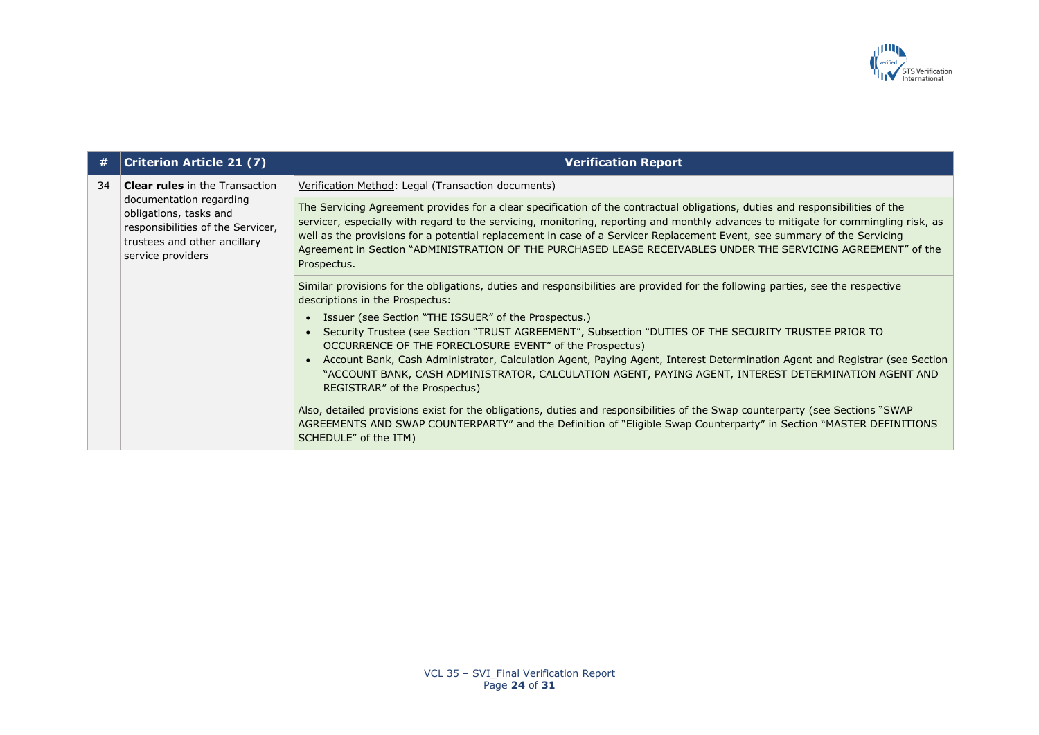| # | Criterion Article 21 (7) | Verification Report |
|---|---|---|
| 34 | **Clear rules** in the Transaction documentation regarding obligations, tasks and responsibilities of the Servicer, trustees and other ancillary service providers | Verification Method: Legal (Transaction documents) |
| | | The Servicing Agreement provides for a clear specification of the contractual obligations, duties and responsibilities of the servicer, especially with regard to the servicing, monitoring, reporting and monthly advances to mitigate for commingling risk, as well as the provisions for a potential replacement in case of a Servicer Replacement Event, see summary of the Servicing Agreement in Section "ADMINISTRATION OF THE PURCHASED LEASE RECEIVABLES UNDER THE SERVICING AGREEMENT" of the Prospectus. |
| | | Similar provisions for the obligations, duties and responsibilities are provided for the following parties, see the respective descriptions in the Prospectus:<br>• Issuer (see Section "THE ISSUER" of the Prospectus.)<br>• Security Trustee (see Section "TRUST AGREEMENT", Subsection "DUTIES OF THE SECURITY TRUSTEE PRIOR TO OCCURRENCE OF THE FORECLOSURE EVENT" of the Prospectus)<br>• Account Bank, Cash Administrator, Calculation Agent, Paying Agent, Interest Determination Agent and Registrar (see Section "ACCOUNT BANK, CASH ADMINISTRATOR, CALCULATION AGENT, PAYING AGENT, INTEREST DETERMINATION AGENT AND REGISTRAR" of the Prospectus) |
| | | Also, detailed provisions exist for the obligations, duties and responsibilities of the Swap counterparty (see Sections "SWAP AGREEMENTS AND SWAP COUNTERPARTY" and the Definition of "Eligible Swap Counterparty" in Section "MASTER DEFINITIONS SCHEDULE" of the ITM) |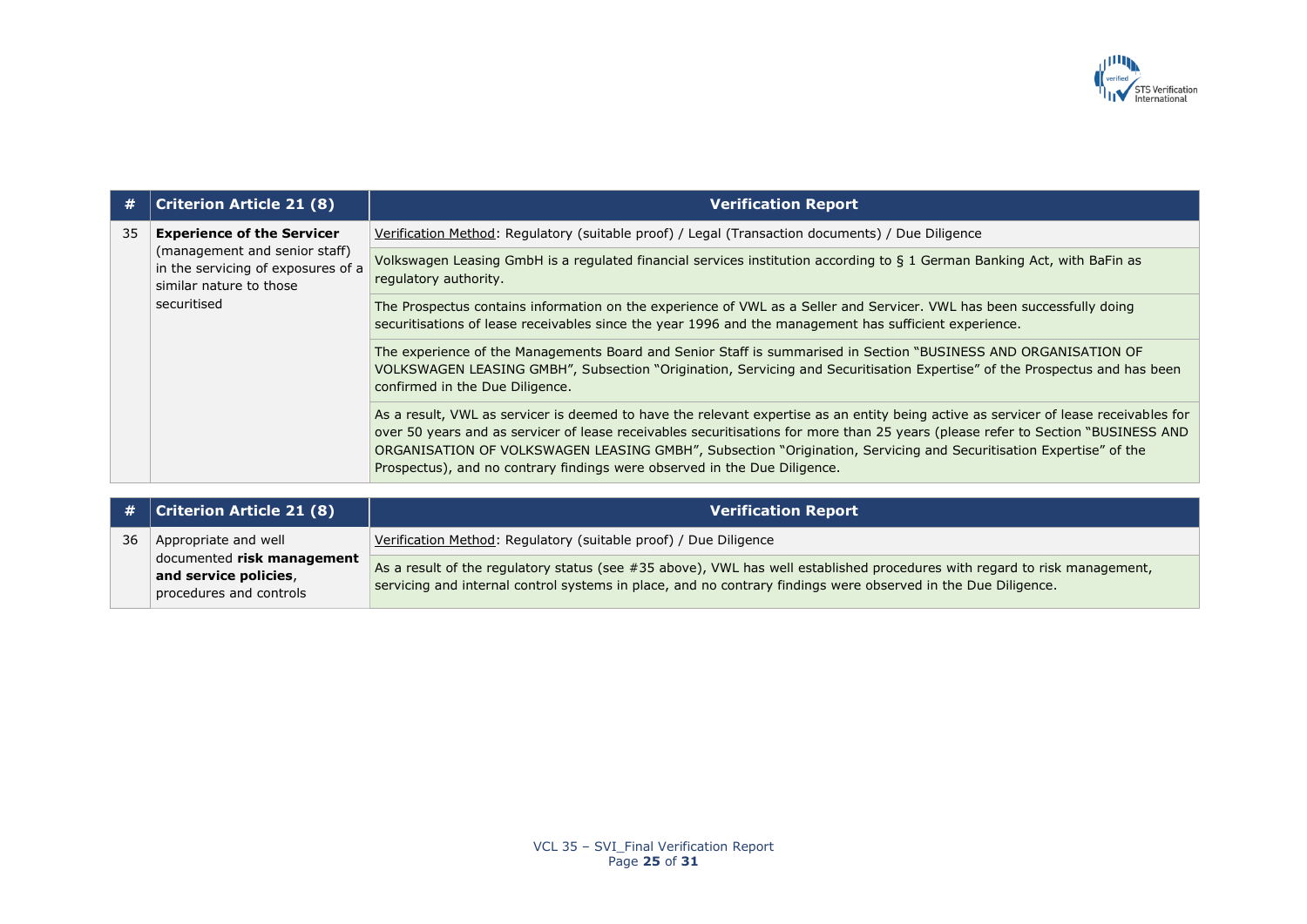| # | Criterion Article 21 (8) | Verification Report |
|---|---|---|
| 35 | **Experience of the Servicer** (management and senior staff) in the servicing of exposures of a similar nature to those securitised | Verification Method: Regulatory (suitable proof) / Legal (Transaction documents) / Due Diligence |
| | | Volkswagen Leasing GmbH is a regulated financial services institution according to § 1 German Banking Act, with BaFin as regulatory authority. |
| | | The Prospectus contains information on the experience of VWL as a Seller and Servicer. VWL has been successfully doing securitisations of lease receivables since the year 1996 and the management has sufficient experience. |
| | | The experience of the Managements Board and Senior Staff is summarised in Section "BUSINESS AND ORGANISATION OF VOLKSWAGEN LEASING GMBH", Subsection "Origination, Servicing and Securitisation Expertise" of the Prospectus and has been confirmed in the Due Diligence. |
| | | As a result, VWL as servicer is deemed to have the relevant expertise as an entity being active as servicer of lease receivables for over 50 years and as servicer of lease receivables securitisations for more than 25 years (please refer to Section "BUSINESS AND ORGANISATION OF VOLKSWAGEN LEASING GMBH", Subsection "Origination, Servicing and Securitisation Expertise" of the Prospectus), and no contrary findings were observed in the Due Diligence. |

| # | Criterion Article 21 (8) | Verification Report |
|---|---|---|
| 36 | Appropriate and well documented **risk management and service policies**, procedures and controls | Verification Method: Regulatory (suitable proof) / Due Diligence |
| | | As a result of the regulatory status (see #35 above), VWL has well established procedures with regard to risk management, servicing and internal control systems in place, and no contrary findings were observed in the Due Diligence. |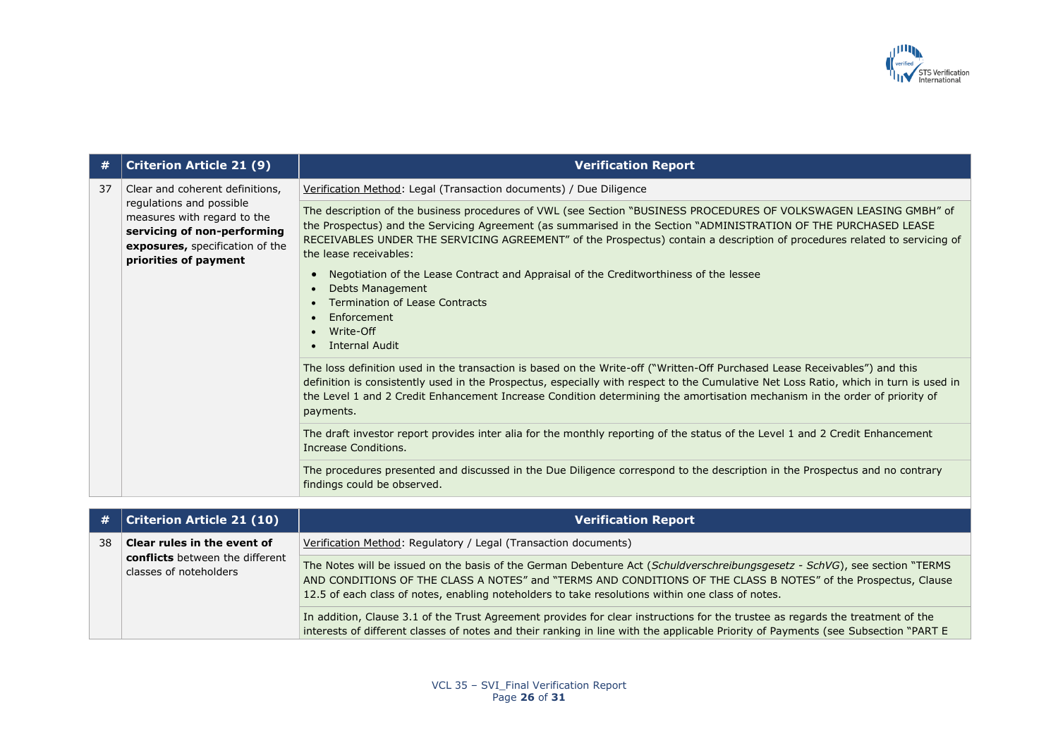| # | Criterion Article 21 (9) | Verification Report |
|---|---|---|
| 37 | Clear and coherent definitions, regulations and possible measures with regard to the **servicing of non-performing exposures,** specification of the **priorities of payment** | Verification Method: Legal (Transaction documents) / Due Diligence |
| | | The description of the business procedures of VWL (see Section "BUSINESS PROCEDURES OF VOLKSWAGEN LEASING GMBH" of the Prospectus) and the Servicing Agreement (as summarised in the Section "ADMINISTRATION OF THE PURCHASED LEASE RECEIVABLES UNDER THE SERVICING AGREEMENT" of the Prospectus) contain a description of procedures related to servicing of the lease receivables:<br>• Negotiation of the Lease Contract and Appraisal of the Creditworthiness of the lessee<br>• Debts Management<br>• Termination of Lease Contracts<br>• Enforcement<br>• Write-Off<br>• Internal Audit |
| | | The loss definition used in the transaction is based on the Write-off ("Written-Off Purchased Lease Receivables") and this definition is consistently used in the Prospectus, especially with respect to the Cumulative Net Loss Ratio, which in turn is used in the Level 1 and 2 Credit Enhancement Increase Condition determining the amortisation mechanism in the order of priority of payments. |
| | | The draft investor report provides inter alia for the monthly reporting of the status of the Level 1 and 2 Credit Enhancement Increase Conditions. |
| | | The procedures presented and discussed in the Due Diligence correspond to the description in the Prospectus and no contrary findings could be observed. |

| # | Criterion Article 21 (10) | Verification Report |
|---|---|---|
| 38 | **Clear rules in the event of conflicts** between the different classes of noteholders | Verification Method: Regulatory / Legal (Transaction documents) |
| | | The Notes will be issued on the basis of the German Debenture Act (*Schuldverschreibungsgesetz - SchVG*), see section "TERMS AND CONDITIONS OF THE CLASS A NOTES" and "TERMS AND CONDITIONS OF THE CLASS B NOTES" of the Prospectus, Clause 12.5 of each class of notes, enabling noteholders to take resolutions within one class of notes. |
| | | In addition, Clause 3.1 of the Trust Agreement provides for clear instructions for the trustee as regards the treatment of the interests of different classes of notes and their ranking in line with the applicable Priority of Payments (see Subsection "PART E |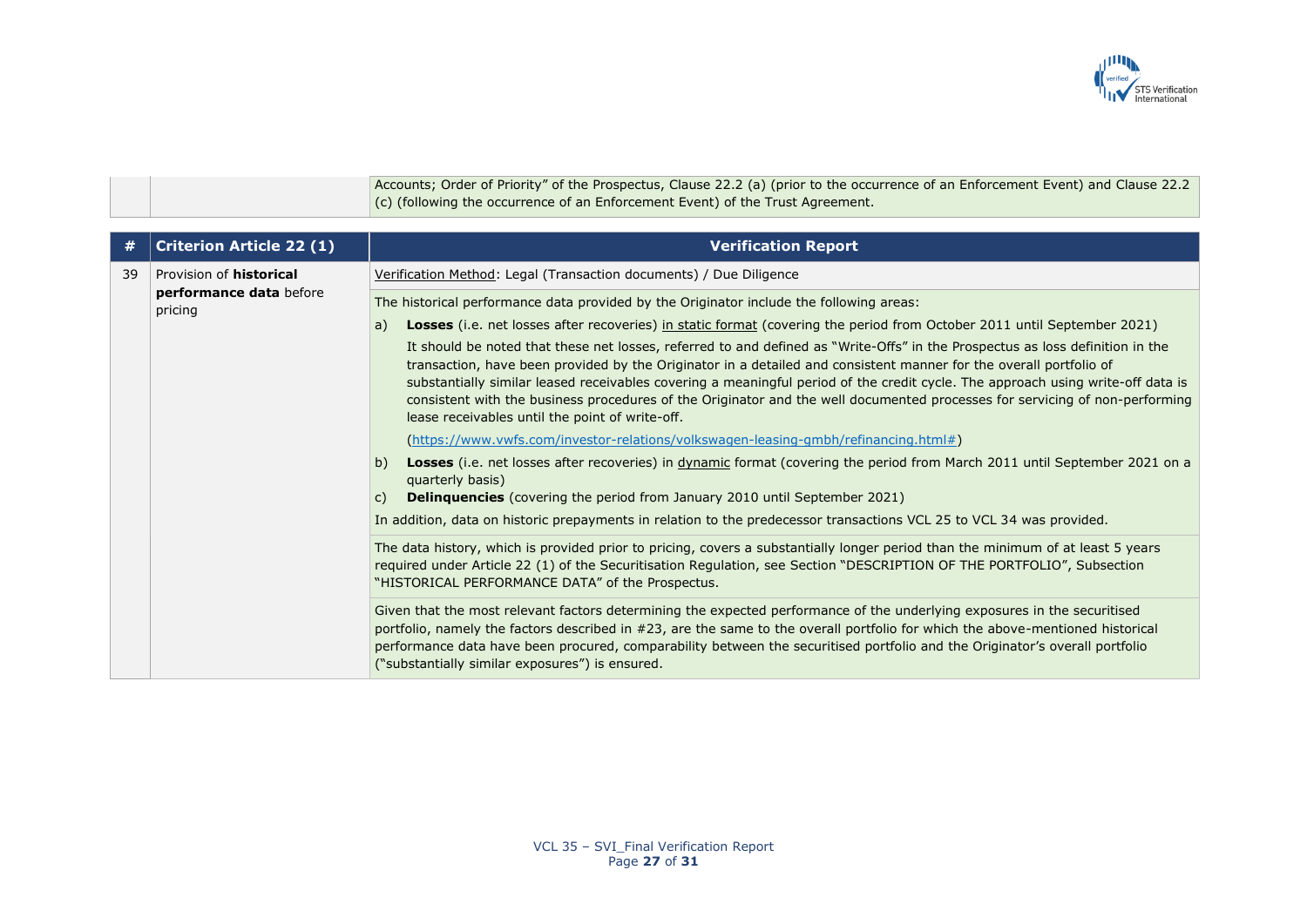| | | |
|---|---|---|
| | | Accounts; Order of Priority" of the Prospectus, Clause 22.2 (a) (prior to the occurrence of an Enforcement Event) and Clause 22.2 (c) (following the occurrence of an Enforcement Event) of the Trust Agreement. |

| # | Criterion Article 22 (1) | Verification Report |
|---|---|---|
| 39 | Provision of **historical performance data** before pricing | Verification Method: Legal (Transaction documents) / Due Diligence |
| | | The historical performance data provided by the Originator include the following areas:<br>a) **Losses** (i.e. net losses after recoveries) in static format (covering the period from October 2011 until September 2021)<br>It should be noted that these net losses, referred to and defined as "Write-Offs" in the Prospectus as loss definition in the transaction, have been provided by the Originator in a detailed and consistent manner for the overall portfolio of substantially similar leased receivables covering a meaningful period of the credit cycle. The approach using write-off data is consistent with the business procedures of the Originator and the well documented processes for servicing of non-performing lease receivables until the point of write-off.<br>(https://www.vwfs.com/investor-relations/volkswagen-leasing-gmbh/refinancing.html#)<br>b) **Losses** (i.e. net losses after recoveries) in dynamic format (covering the period from March 2011 until September 2021 on a quarterly basis)<br>c) **Delinquencies** (covering the period from January 2010 until September 2021)<br>In addition, data on historic prepayments in relation to the predecessor transactions VCL 25 to VCL 34 was provided. |
| | | The data history, which is provided prior to pricing, covers a substantially longer period than the minimum of at least 5 years required under Article 22 (1) of the Securitisation Regulation, see Section "DESCRIPTION OF THE PORTFOLIO", Subsection "HISTORICAL PERFORMANCE DATA" of the Prospectus. |
| | | Given that the most relevant factors determining the expected performance of the underlying exposures in the securitised portfolio, namely the factors described in #23, are the same to the overall portfolio for which the above-mentioned historical performance data have been procured, comparability between the securitised portfolio and the Originator's overall portfolio ("substantially similar exposures") is ensured. |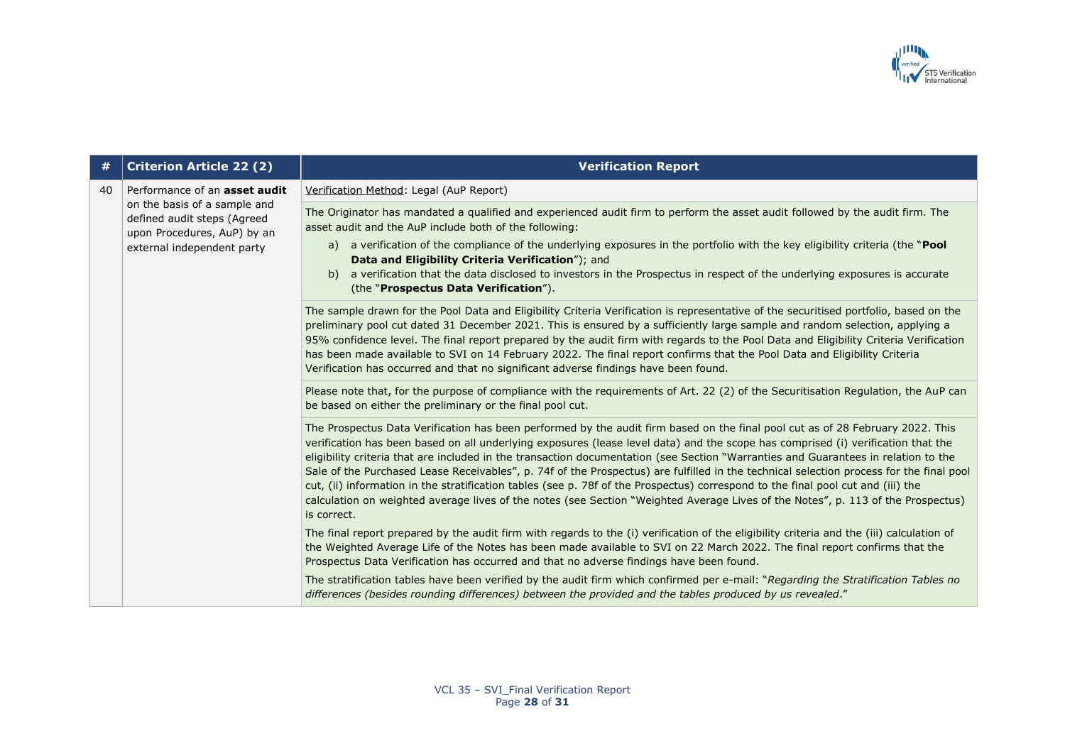| # | Criterion Article 22 (2) | Verification Report |
|---|---|---|
| 40 | Performance of an **asset audit** on the basis of a sample and defined audit steps (Agreed upon Procedures, AuP) by an external independent party | Verification Method: Legal (AuP Report)<br><br>The Originator has mandated a qualified and experienced audit firm to perform the asset audit followed by the audit firm. The asset audit and the AuP include both of the following:<br>a) a verification of the compliance of the underlying exposures in the portfolio with the key eligibility criteria (the "**Pool Data and Eligibility Criteria Verification**"); and<br>b) a verification that the data disclosed to investors in the Prospectus in respect of the underlying exposures is accurate (the "**Prospectus Data Verification**").<br><br>The sample drawn for the Pool Data and Eligibility Criteria Verification is representative of the securitised portfolio, based on the preliminary pool cut dated 31 December 2021. This is ensured by a sufficiently large sample and random selection, applying a 95% confidence level. The final report prepared by the audit firm with regards to the Pool Data and Eligibility Criteria Verification has been made available to SVI on 14 February 2022. The final report confirms that the Pool Data and Eligibility Criteria Verification has occurred and that no significant adverse findings have been found.<br><br>Please note that, for the purpose of compliance with the requirements of Art. 22 (2) of the Securitisation Regulation, the AuP can be based on either the preliminary or the final pool cut.<br><br>The Prospectus Data Verification has been performed by the audit firm based on the final pool cut as of 28 February 2022. This verification has been based on all underlying exposures (lease level data) and the scope has comprised (i) verification that the eligibility criteria that are included in the transaction documentation (see Section "Warranties and Guarantees in relation to the Sale of the Purchased Lease Receivables", p. 74f of the Prospectus) are fulfilled in the technical selection process for the final pool cut, (ii) information in the stratification tables (see p. 78f of the Prospectus) correspond to the final pool cut and (iii) the calculation on weighted average lives of the notes (see Section "Weighted Average Lives of the Notes", p. 113 of the Prospectus) is correct.<br><br>The final report prepared by the audit firm with regards to the (i) verification of the eligibility criteria and the (iii) calculation of the Weighted Average Life of the Notes has been made available to SVI on 22 March 2022. The final report confirms that the Prospectus Data Verification has occurred and that no adverse findings have been found.<br><br>The stratification tables have been verified by the audit firm which confirmed per e-mail: "*Regarding the Stratification Tables no differences (besides rounding differences) between the provided and the tables produced by us revealed*." |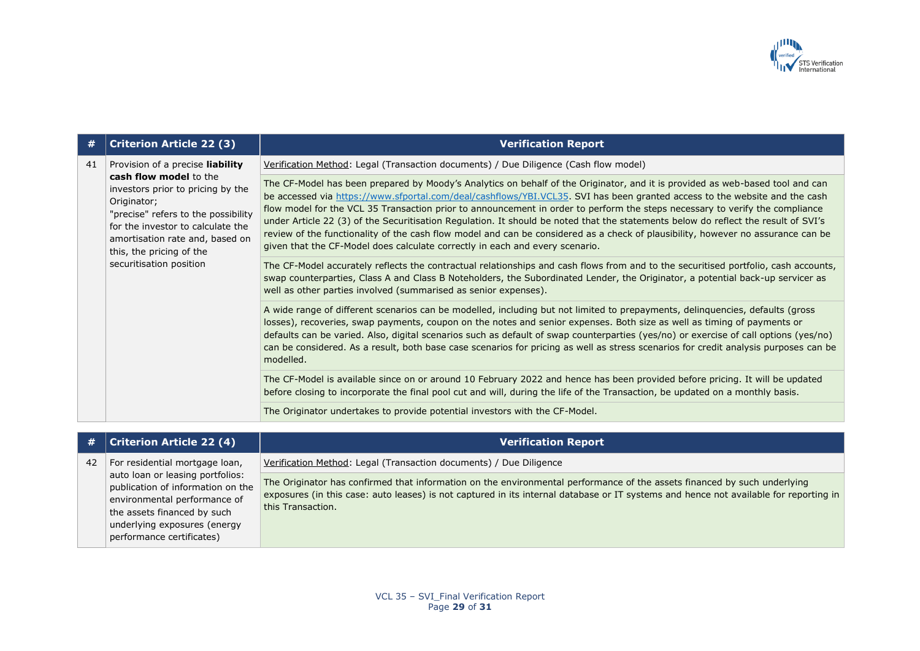| # | Criterion Article 22 (3) | Verification Report |
|---|---|---|
| 41 | Provision of a precise **liability cash flow model** to the investors prior to pricing by the Originator;<br>"precise" refers to the possibility for the investor to calculate the amortisation rate and, based on this, the pricing of the securitisation position | Verification Method: Legal (Transaction documents) / Due Diligence (Cash flow model) |
| | | The CF-Model has been prepared by Moody's Analytics on behalf of the Originator, and it is provided as web-based tool and can be accessed via [https://www.sfportal.com/deal/cashflows/YBI.VCL35](https://www.sfportal.com/deal/cashflows/YBI.VCL35). SVI has been granted access to the website and the cash flow model for the VCL 35 Transaction prior to announcement in order to perform the steps necessary to verify the compliance under Article 22 (3) of the Securitisation Regulation. It should be noted that the statements below do reflect the result of SVI's review of the functionality of the cash flow model and can be considered as a check of plausibility, however no assurance can be given that the CF-Model does calculate correctly in each and every scenario. |
| | | The CF-Model accurately reflects the contractual relationships and cash flows from and to the securitised portfolio, cash accounts, swap counterparties, Class A and Class B Noteholders, the Subordinated Lender, the Originator, a potential back-up servicer as well as other parties involved (summarised as senior expenses). |
| | | A wide range of different scenarios can be modelled, including but not limited to prepayments, delinquencies, defaults (gross losses), recoveries, swap payments, coupon on the notes and senior expenses. Both size as well as timing of payments or defaults can be varied. Also, digital scenarios such as default of swap counterparties (yes/no) or exercise of call options (yes/no) can be considered. As a result, both base case scenarios for pricing as well as stress scenarios for credit analysis purposes can be modelled. |
| | | The CF-Model is available since on or around 10 February 2022 and hence has been provided before pricing. It will be updated before closing to incorporate the final pool cut and will, during the life of the Transaction, be updated on a monthly basis. |
| | | The Originator undertakes to provide potential investors with the CF-Model. |

| # | Criterion Article 22 (4) | Verification Report |
|---|---|---|
| 42 | For residential mortgage loan, auto loan or leasing portfolios: publication of information on the environmental performance of the assets financed by such underlying exposures (energy performance certificates) | Verification Method: Legal (Transaction documents) / Due Diligence |
| | | The Originator has confirmed that information on the environmental performance of the assets financed by such underlying exposures (in this case: auto leases) is not captured in its internal database or IT systems and hence not available for reporting in this Transaction. |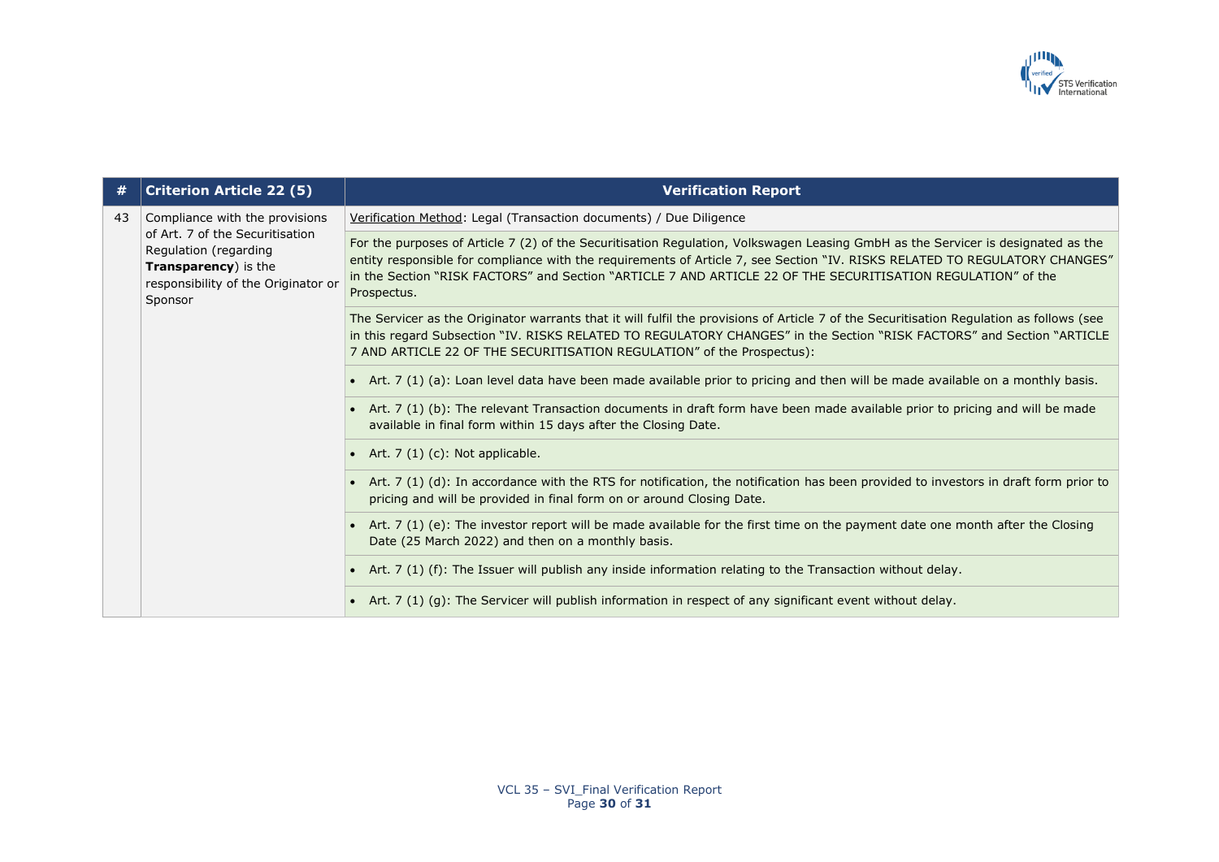| # | Criterion Article 22 (5) | Verification Report |
|---|---|---|
| 43 | Compliance with the provisions of Art. 7 of the Securitisation Regulation (regarding **Transparency**) is the responsibility of the Originator or Sponsor | Verification Method: Legal (Transaction documents) / Due Diligence |
| | | For the purposes of Article 7 (2) of the Securitisation Regulation, Volkswagen Leasing GmbH as the Servicer is designated as the entity responsible for compliance with the requirements of Article 7, see Section "IV. RISKS RELATED TO REGULATORY CHANGES" in the Section "RISK FACTORS" and Section "ARTICLE 7 AND ARTICLE 22 OF THE SECURITISATION REGULATION" of the Prospectus. |
| | | The Servicer as the Originator warrants that it will fulfil the provisions of Article 7 of the Securitisation Regulation as follows (see in this regard Subsection "IV. RISKS RELATED TO REGULATORY CHANGES" in the Section "RISK FACTORS" and Section "ARTICLE 7 AND ARTICLE 22 OF THE SECURITISATION REGULATION" of the Prospectus): |
| | | • Art. 7 (1) (a): Loan level data have been made available prior to pricing and then will be made available on a monthly basis. |
| | | • Art. 7 (1) (b): The relevant Transaction documents in draft form have been made available prior to pricing and will be made available in final form within 15 days after the Closing Date. |
| | | • Art. 7 (1) (c): Not applicable. |
| | | • Art. 7 (1) (d): In accordance with the RTS for notification, the notification has been provided to investors in draft form prior to pricing and will be provided in final form on or around Closing Date. |
| | | • Art. 7 (1) (e): The investor report will be made available for the first time on the payment date one month after the Closing Date (25 March 2022) and then on a monthly basis. |
| | | • Art. 7 (1) (f): The Issuer will publish any inside information relating to the Transaction without delay. |
| | | • Art. 7 (1) (g): The Servicer will publish information in respect of any significant event without delay. |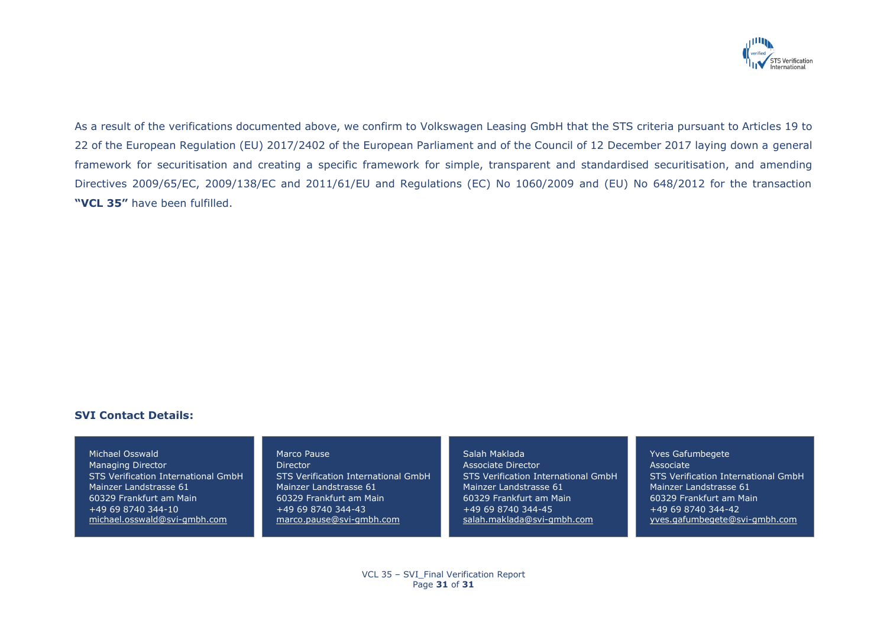As a result of the verifications documented above, we confirm to Volkswagen Leasing GmbH that the STS criteria pursuant to Articles 19 to 22 of the European Regulation (EU) 2017/2402 of the European Parliament and of the Council of 12 December 2017 laying down a general framework for securitisation and creating a specific framework for simple, transparent and standardised securitisation, and amending Directives 2009/65/EC, 2009/138/EC and 2011/61/EU and Regulations (EC) No 1060/2009 and (EU) No 648/2012 for the transaction **"VCL 35"** have been fulfilled.

**SVI Contact Details:**

| | | | |
|---|---|---|---|
| Michael Osswald<br>Managing Director<br>STS Verification International GmbH<br>Mainzer Landstrasse 61<br>60329 Frankfurt am Main<br>+49 69 8740 344-10<br>michael.osswald@svi-gmbh.com | Marco Pause<br>Director<br>STS Verification International GmbH<br>Mainzer Landstrasse 61<br>60329 Frankfurt am Main<br>+49 69 8740 344-43<br>marco.pause@svi-gmbh.com | Salah Maklada<br>Associate Director<br>STS Verification International GmbH<br>Mainzer Landstrasse 61<br>60329 Frankfurt am Main<br>+49 69 8740 344-45<br>salah.maklada@svi-gmbh.com | Yves Gafumbegete<br>Associate<br>STS Verification International GmbH<br>Mainzer Landstrasse 61<br>60329 Frankfurt am Main<br>+49 69 8740 344-42<br>yves.gafumbegete@svi-gmbh.com |